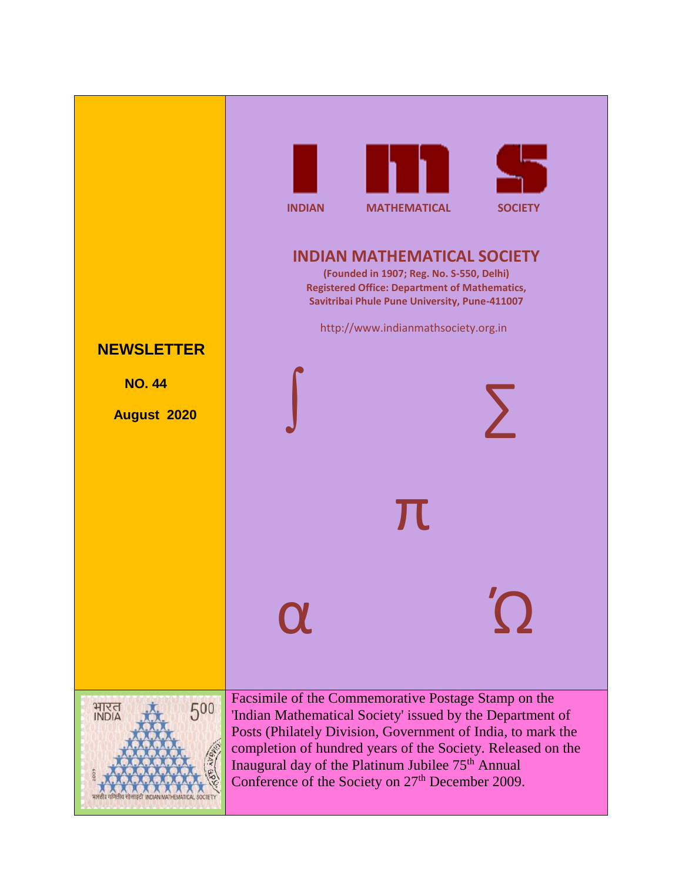**I m S**

INDIAN MATHEMATICAL SOCIETY

# INDIAN MATHEMATICAL SOCIETY

**(Founded in 1907; Reg. No. S-550, Delhi)**
**Registered Office: Department of Mathematics,**
**Savitribai Phule Pune University, Pune-411007**

http://www.indianmathsociety.org.in

## NEWSLETTER

**NO. 44**

**August 2020**

$\int$ $\sum$ $\pi$ $\alpha$ $\Omega$

Facsimile of the Commemorative Postage Stamp on the 'Indian Mathematical Society' issued by the Department of Posts (Philately Division, Government of India, to mark the completion of hundred years of the Society. Released on the Inaugural day of the Platinum Jubilee 75th Annual Conference of the Society on 27th December 2009.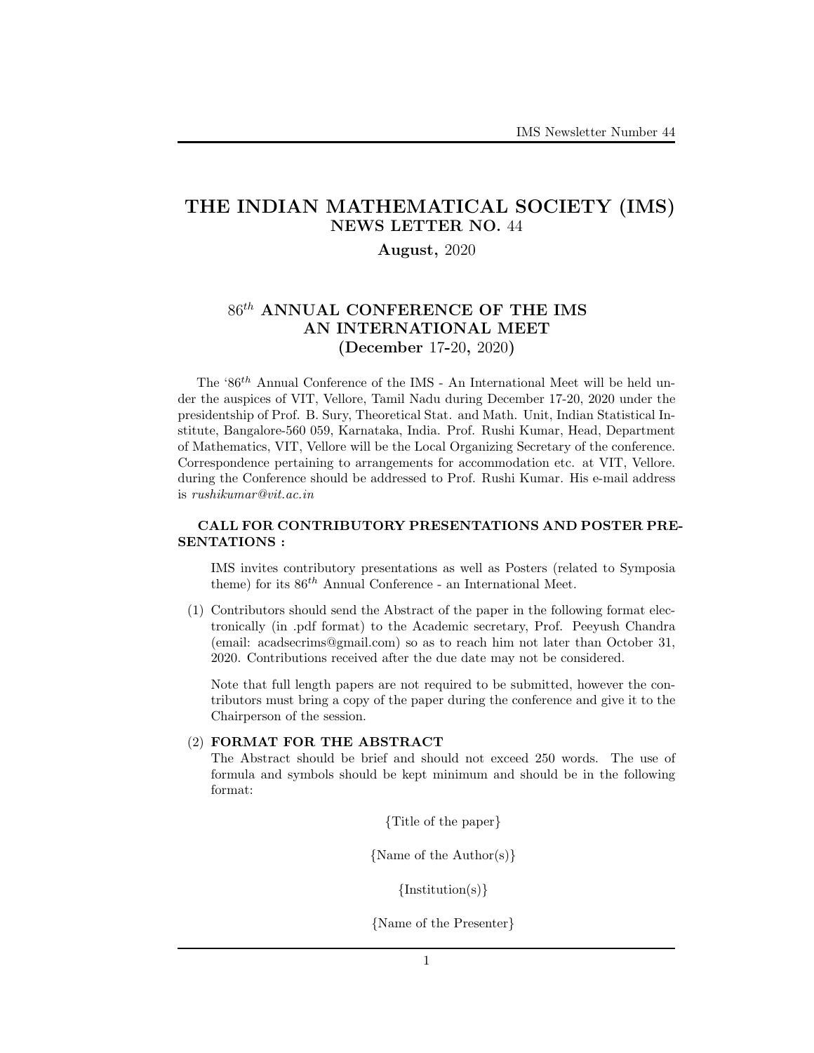# THE INDIAN MATHEMATICAL SOCIETY (IMS)

## NEWS LETTER NO. 44

**August, 2020**

## $86^{th}$ ANNUAL CONFERENCE OF THE IMS AN INTERNATIONAL MEET (December 17-20, 2020)

The '$86^{th}$ Annual Conference of the IMS - An International Meet will be held under the auspices of VIT, Vellore, Tamil Nadu during December 17-20, 2020 under the presidentship of Prof. B. Sury, Theoretical Stat. and Math. Unit, Indian Statistical Institute, Bangalore-560 059, Karnataka, India. Prof. Rushi Kumar, Head, Department of Mathematics, VIT, Vellore will be the Local Organizing Secretary of the conference. Correspondence pertaining to arrangements for accommodation etc. at VIT, Vellore. during the Conference should be addressed to Prof. Rushi Kumar. His e-mail address is *rushikumar@vit.ac.in*

**CALL FOR CONTRIBUTORY PRESENTATIONS AND POSTER PRESENTATIONS :**

IMS invites contributory presentations as well as Posters (related to Symposia theme) for its $86^{th}$ Annual Conference - an International Meet.

(1) Contributors should send the Abstract of the paper in the following format electronically (in .pdf format) to the Academic secretary, Prof. Peeyush Chandra (email: acadsecrims@gmail.com) so as to reach him not later than October 31, 2020. Contributions received after the due date may not be considered.

Note that full length papers are not required to be submitted, however the contributors must bring a copy of the paper during the conference and give it to the Chairperson of the session.

(2) **FORMAT FOR THE ABSTRACT**
The Abstract should be brief and should not exceed 250 words. The use of formula and symbols should be kept minimum and should be in the following format:

{Title of the paper}

{Name of the Author(s)}

{Institution(s)}

{Name of the Presenter}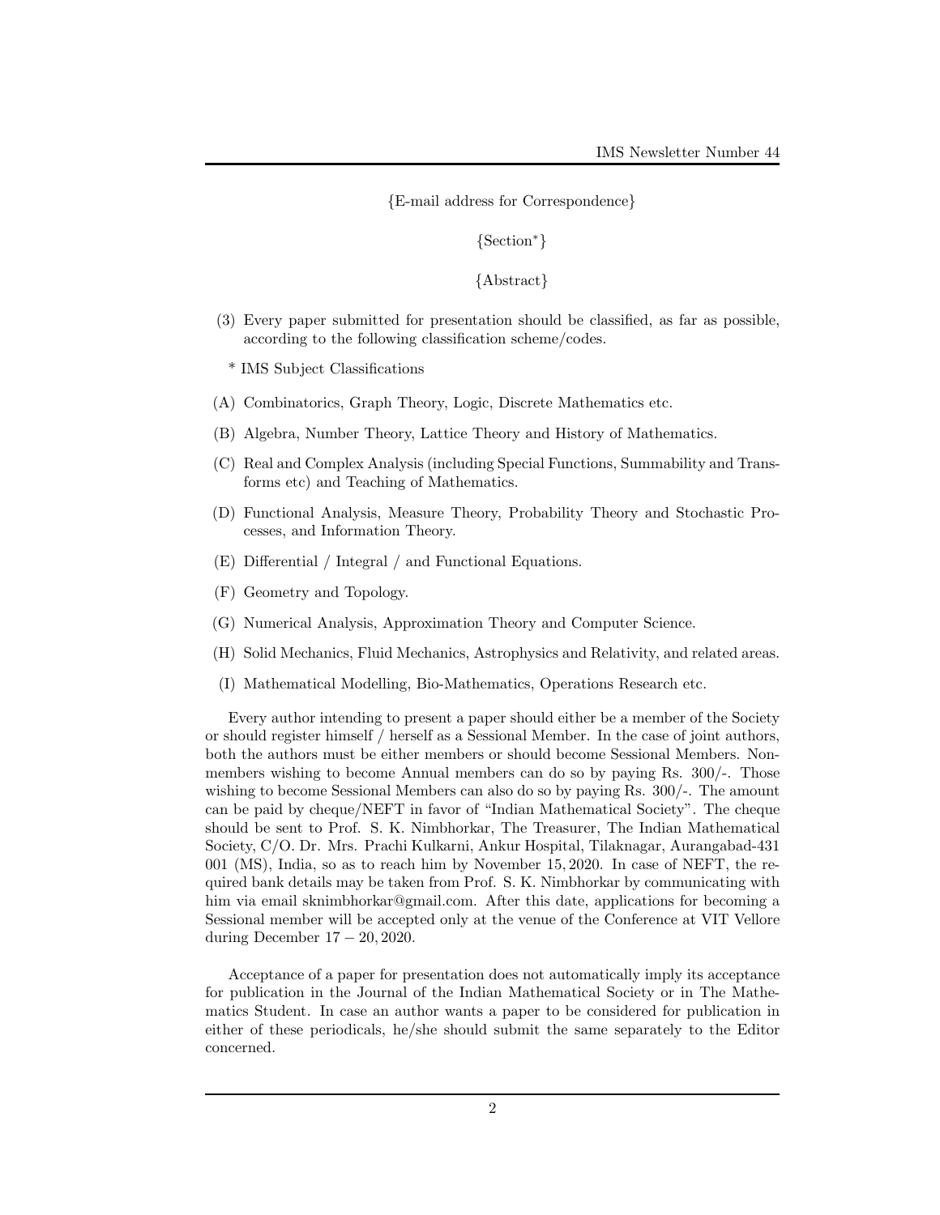{E-mail address for Correspondence}

{Section*}

{Abstract}

(3) Every paper submitted for presentation should be classified, as far as possible, according to the following classification scheme/codes.

\* IMS Subject Classifications

(A) Combinatorics, Graph Theory, Logic, Discrete Mathematics etc.

(B) Algebra, Number Theory, Lattice Theory and History of Mathematics.

(C) Real and Complex Analysis (including Special Functions, Summability and Transforms etc) and Teaching of Mathematics.

(D) Functional Analysis, Measure Theory, Probability Theory and Stochastic Processes, and Information Theory.

(E) Differential / Integral / and Functional Equations.

(F) Geometry and Topology.

(G) Numerical Analysis, Approximation Theory and Computer Science.

(H) Solid Mechanics, Fluid Mechanics, Astrophysics and Relativity, and related areas.

(I) Mathematical Modelling, Bio-Mathematics, Operations Research etc.

Every author intending to present a paper should either be a member of the Society or should register himself / herself as a Sessional Member. In the case of joint authors, both the authors must be either members or should become Sessional Members. Nonmembers wishing to become Annual members can do so by paying Rs. 300/-. Those wishing to become Sessional Members can also do so by paying Rs. 300/-. The amount can be paid by cheque/NEFT in favor of "Indian Mathematical Society". The cheque should be sent to Prof. S. K. Nimbhorkar, The Treasurer, The Indian Mathematical Society, C/O. Dr. Mrs. Prachi Kulkarni, Ankur Hospital, Tilaknagar, Aurangabad-431 001 (MS), India, so as to reach him by November 15, 2020. In case of NEFT, the required bank details may be taken from Prof. S. K. Nimbhorkar by communicating with him via email sknimbhorkar@gmail.com. After this date, applications for becoming a Sessional member will be accepted only at the venue of the Conference at VIT Vellore during December $17 - 20, 2020$.

Acceptance of a paper for presentation does not automatically imply its acceptance for publication in the Journal of the Indian Mathematical Society or in The Mathematics Student. In case an author wants a paper to be considered for publication in either of these periodicals, he/she should submit the same separately to the Editor concerned.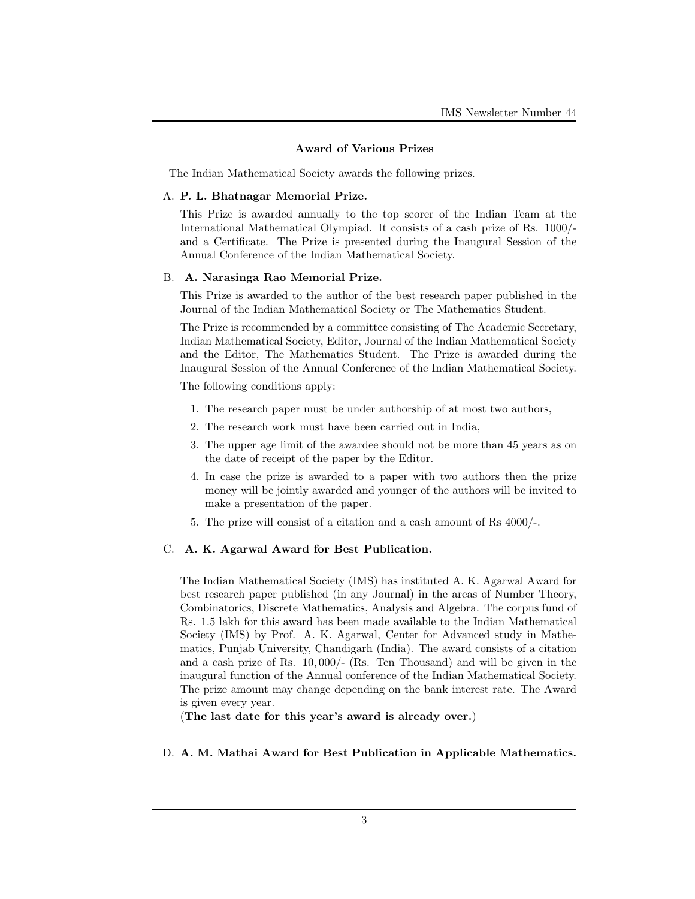## Award of Various Prizes

The Indian Mathematical Society awards the following prizes.

A. **P. L. Bhatnagar Memorial Prize.**

This Prize is awarded annually to the top scorer of the Indian Team at the International Mathematical Olympiad. It consists of a cash prize of Rs. 1000/- and a Certificate. The Prize is presented during the Inaugural Session of the Annual Conference of the Indian Mathematical Society.

B. **A. Narasinga Rao Memorial Prize.**

This Prize is awarded to the author of the best research paper published in the Journal of the Indian Mathematical Society or The Mathematics Student.

The Prize is recommended by a committee consisting of The Academic Secretary, Indian Mathematical Society, Editor, Journal of the Indian Mathematical Society and the Editor, The Mathematics Student. The Prize is awarded during the Inaugural Session of the Annual Conference of the Indian Mathematical Society.

The following conditions apply:

1. The research paper must be under authorship of at most two authors,
2. The research work must have been carried out in India,
3. The upper age limit of the awardee should not be more than 45 years as on the date of receipt of the paper by the Editor.
4. In case the prize is awarded to a paper with two authors then the prize money will be jointly awarded and younger of the authors will be invited to make a presentation of the paper.
5. The prize will consist of a citation and a cash amount of Rs 4000/-.

C. **A. K. Agarwal Award for Best Publication.**

The Indian Mathematical Society (IMS) has instituted A. K. Agarwal Award for best research paper published (in any Journal) in the areas of Number Theory, Combinatorics, Discrete Mathematics, Analysis and Algebra. The corpus fund of Rs. 1.5 lakh for this award has been made available to the Indian Mathematical Society (IMS) by Prof. A. K. Agarwal, Center for Advanced study in Mathematics, Punjab University, Chandigarh (India). The award consists of a citation and a cash prize of Rs. 10,000/- (Rs. Ten Thousand) and will be given in the inaugural function of the Annual conference of the Indian Mathematical Society. The prize amount may change depending on the bank interest rate. The Award is given every year.

(**The last date for this year's award is already over.**)

D. **A. M. Mathai Award for Best Publication in Applicable Mathematics.**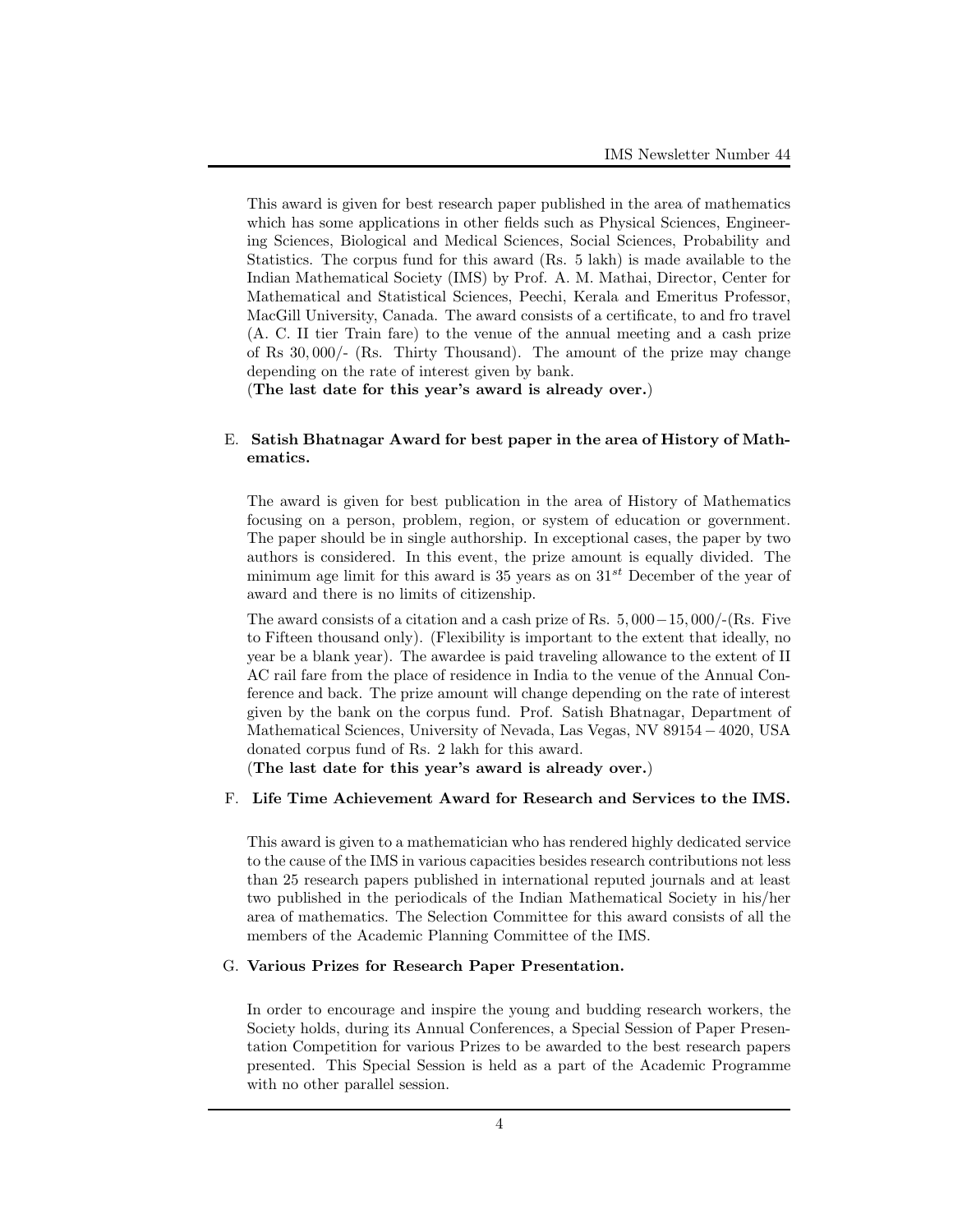This award is given for best research paper published in the area of mathematics which has some applications in other fields such as Physical Sciences, Engineering Sciences, Biological and Medical Sciences, Social Sciences, Probability and Statistics. The corpus fund for this award (Rs. 5 lakh) is made available to the Indian Mathematical Society (IMS) by Prof. A. M. Mathai, Director, Center for Mathematical and Statistical Sciences, Peechi, Kerala and Emeritus Professor, MacGill University, Canada. The award consists of a certificate, to and fro travel (A. C. II tier Train fare) to the venue of the annual meeting and a cash prize of Rs 30,000/- (Rs. Thirty Thousand). The amount of the prize may change depending on the rate of interest given by bank.

(**The last date for this year's award is already over.**)

E. **Satish Bhatnagar Award for best paper in the area of History of Mathematics.**

The award is given for best publication in the area of History of Mathematics focusing on a person, problem, region, or system of education or government. The paper should be in single authorship. In exceptional cases, the paper by two authors is considered. In this event, the prize amount is equally divided. The minimum age limit for this award is 35 years as on $31^{st}$ December of the year of award and there is no limits of citizenship.

The award consists of a citation and a cash prize of Rs. $5,000-15,000$/-(Rs. Five to Fifteen thousand only). (Flexibility is important to the extent that ideally, no year be a blank year). The awardee is paid traveling allowance to the extent of II AC rail fare from the place of residence in India to the venue of the Annual Conference and back. The prize amount will change depending on the rate of interest given by the bank on the corpus fund. Prof. Satish Bhatnagar, Department of Mathematical Sciences, University of Nevada, Las Vegas, NV $89154-4020$, USA donated corpus fund of Rs. 2 lakh for this award.

(**The last date for this year's award is already over.**)

F. **Life Time Achievement Award for Research and Services to the IMS.**

This award is given to a mathematician who has rendered highly dedicated service to the cause of the IMS in various capacities besides research contributions not less than 25 research papers published in international reputed journals and at least two published in the periodicals of the Indian Mathematical Society in his/her area of mathematics. The Selection Committee for this award consists of all the members of the Academic Planning Committee of the IMS.

G. **Various Prizes for Research Paper Presentation.**

In order to encourage and inspire the young and budding research workers, the Society holds, during its Annual Conferences, a Special Session of Paper Presentation Competition for various Prizes to be awarded to the best research papers presented. This Special Session is held as a part of the Academic Programme with no other parallel session.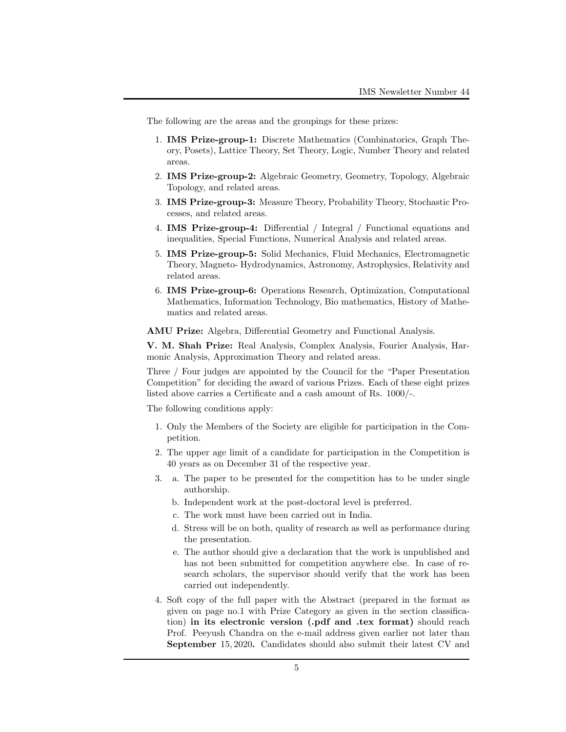The following are the areas and the groupings for these prizes:

1. **IMS Prize-group-1:** Discrete Mathematics (Combinatorics, Graph Theory, Posets), Lattice Theory, Set Theory, Logic, Number Theory and related areas.
2. **IMS Prize-group-2:** Algebraic Geometry, Geometry, Topology, Algebraic Topology, and related areas.
3. **IMS Prize-group-3:** Measure Theory, Probability Theory, Stochastic Processes, and related areas.
4. **IMS Prize-group-4:** Differential / Integral / Functional equations and inequalities, Special Functions, Numerical Analysis and related areas.
5. **IMS Prize-group-5:** Solid Mechanics, Fluid Mechanics, Electromagnetic Theory, Magneto- Hydrodynamics, Astronomy, Astrophysics, Relativity and related areas.
6. **IMS Prize-group-6:** Operations Research, Optimization, Computational Mathematics, Information Technology, Bio mathematics, History of Mathematics and related areas.

**AMU Prize:** Algebra, Differential Geometry and Functional Analysis.

**V. M. Shah Prize:** Real Analysis, Complex Analysis, Fourier Analysis, Harmonic Analysis, Approximation Theory and related areas.

Three / Four judges are appointed by the Council for the "Paper Presentation Competition" for deciding the award of various Prizes. Each of these eight prizes listed above carries a Certificate and a cash amount of Rs. 1000/-.

The following conditions apply:

1. Only the Members of the Society are eligible for participation in the Competition.
2. The upper age limit of a candidate for participation in the Competition is 40 years as on December 31 of the respective year.
3. a. The paper to be presented for the competition has to be under single authorship.
   b. Independent work at the post-doctoral level is preferred.
   c. The work must have been carried out in India.
   d. Stress will be on both, quality of research as well as performance during the presentation.
   e. The author should give a declaration that the work is unpublished and has not been submitted for competition anywhere else. In case of research scholars, the supervisor should verify that the work has been carried out independently.
4. Soft copy of the full paper with the Abstract (prepared in the format as given on page no.1 with Prize Category as given in the section classification) **in its electronic version (.pdf and .tex format)** should reach Prof. Peeyush Chandra on the e-mail address given earlier not later than **September** 15, 2020**.** Candidates should also submit their latest CV and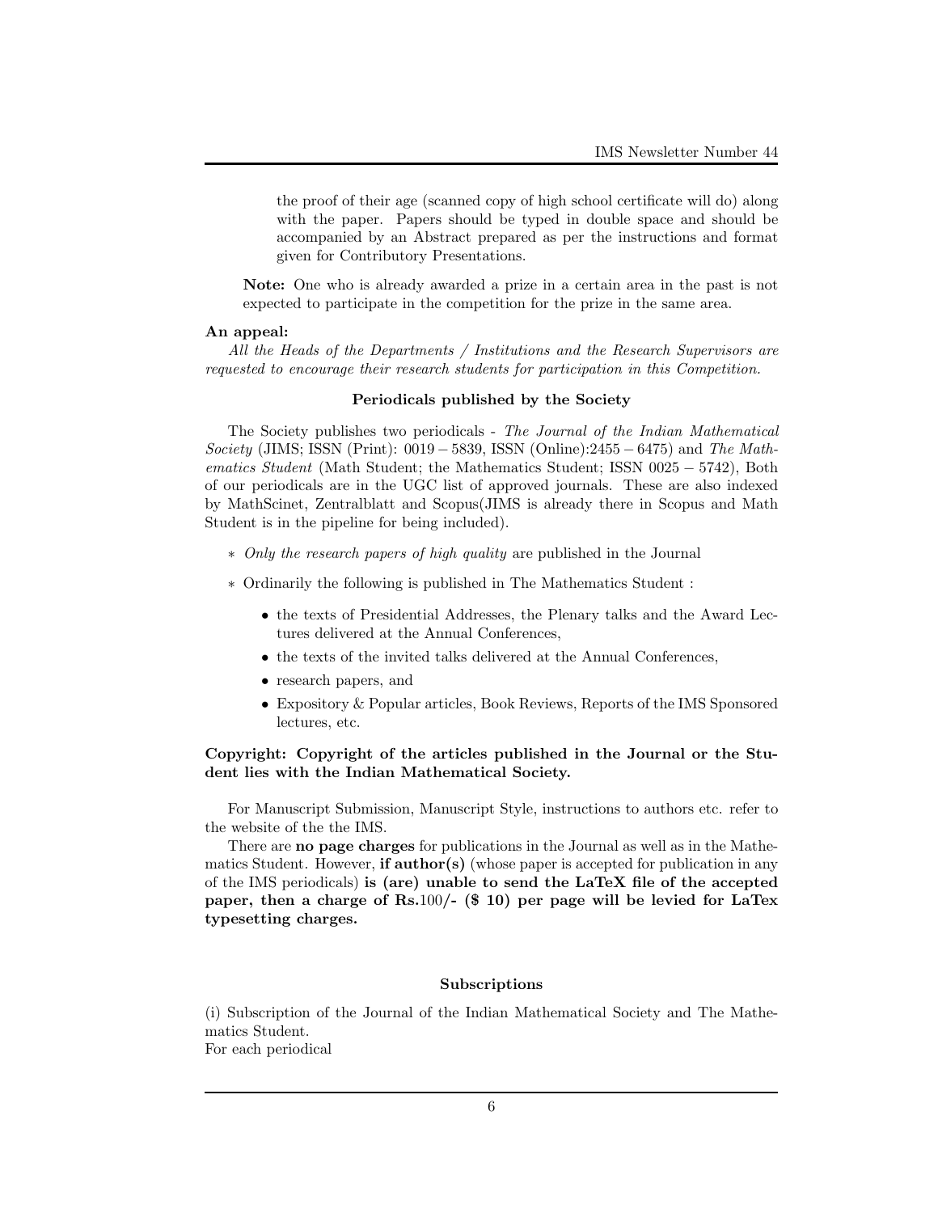the proof of their age (scanned copy of high school certificate will do) along with the paper. Papers should be typed in double space and should be accompanied by an Abstract prepared as per the instructions and format given for Contributory Presentations.

**Note:** One who is already awarded a prize in a certain area in the past is not expected to participate in the competition for the prize in the same area.

**An appeal:**

*All the Heads of the Departments / Institutions and the Research Supervisors are requested to encourage their research students for participation in this Competition.*

**Periodicals published by the Society**

The Society publishes two periodicals - *The Journal of the Indian Mathematical Society* (JIMS; ISSN (Print): $0019-5839$, ISSN (Online):$2455-6475$) and *The Mathematics Student* (Math Student; the Mathematics Student; ISSN $0025-5742$), Both of our periodicals are in the UGC list of approved journals. These are also indexed by MathScinet, Zentralblatt and Scopus(JIMS is already there in Scopus and Math Student is in the pipeline for being included).

∗ *Only the research papers of high quality* are published in the Journal

∗ Ordinarily the following is published in The Mathematics Student :

- the texts of Presidential Addresses, the Plenary talks and the Award Lectures delivered at the Annual Conferences,
- the texts of the invited talks delivered at the Annual Conferences,
- research papers, and
- Expository & Popular articles, Book Reviews, Reports of the IMS Sponsored lectures, etc.

**Copyright: Copyright of the articles published in the Journal or the Student lies with the Indian Mathematical Society.**

For Manuscript Submission, Manuscript Style, instructions to authors etc. refer to the website of the the IMS.

There are **no page charges** for publications in the Journal as well as in the Mathematics Student. However, **if author(s)** (whose paper is accepted for publication in any of the IMS periodicals) **is (are) unable to send the LaTeX file of the accepted paper, then a charge of Rs.100/- ($ 10) per page will be levied for LaTex typesetting charges.**

**Subscriptions**

(i) Subscription of the Journal of the Indian Mathematical Society and The Mathematics Student.
For each periodical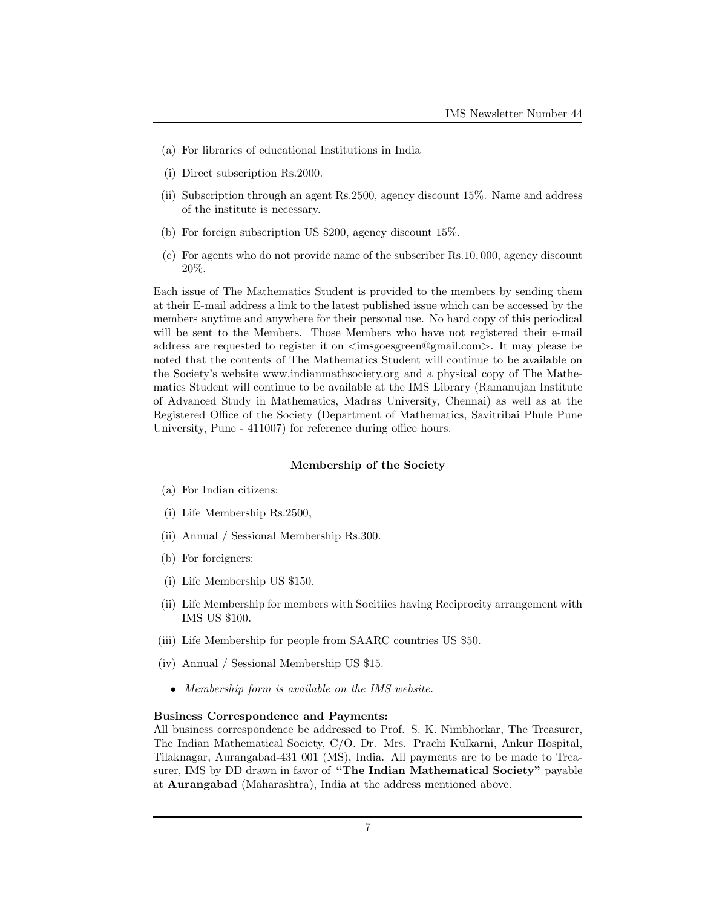(a) For libraries of educational Institutions in India

(i) Direct subscription Rs.2000.

(ii) Subscription through an agent Rs.2500, agency discount 15%. Name and address of the institute is necessary.

(b) For foreign subscription US $200, agency discount 15%.

(c) For agents who do not provide name of the subscriber Rs.10,000, agency discount 20%.

Each issue of The Mathematics Student is provided to the members by sending them at their E-mail address a link to the latest published issue which can be accessed by the members anytime and anywhere for their personal use. No hard copy of this periodical will be sent to the Members. Those Members who have not registered their e-mail address are requested to register it on <imsgoesgreen@gmail.com>. It may please be noted that the contents of The Mathematics Student will continue to be available on the Society's website www.indianmathsociety.org and a physical copy of The Mathematics Student will continue to be available at the IMS Library (Ramanujan Institute of Advanced Study in Mathematics, Madras University, Chennai) as well as at the Registered Office of the Society (Department of Mathematics, Savitribai Phule Pune University, Pune - 411007) for reference during office hours.

## Membership of the Society

(a) For Indian citizens:

(i) Life Membership Rs.2500,

(ii) Annual / Sessional Membership Rs.300.

(b) For foreigners:

(i) Life Membership US $150.

(ii) Life Membership for members with Socitiies having Reciprocity arrangement with IMS US $100.

(iii) Life Membership for people from SAARC countries US $50.

(iv) Annual / Sessional Membership US $15.

- *Membership form is available on the IMS website.*

**Business Correspondence and Payments:**
All business correspondence be addressed to Prof. S. K. Nimbhorkar, The Treasurer, The Indian Mathematical Society, C/O. Dr. Mrs. Prachi Kulkarni, Ankur Hospital, Tilaknagar, Aurangabad-431 001 (MS), India. All payments are to be made to Treasurer, IMS by DD drawn in favor of **"The Indian Mathematical Society"** payable at **Aurangabad** (Maharashtra), India at the address mentioned above.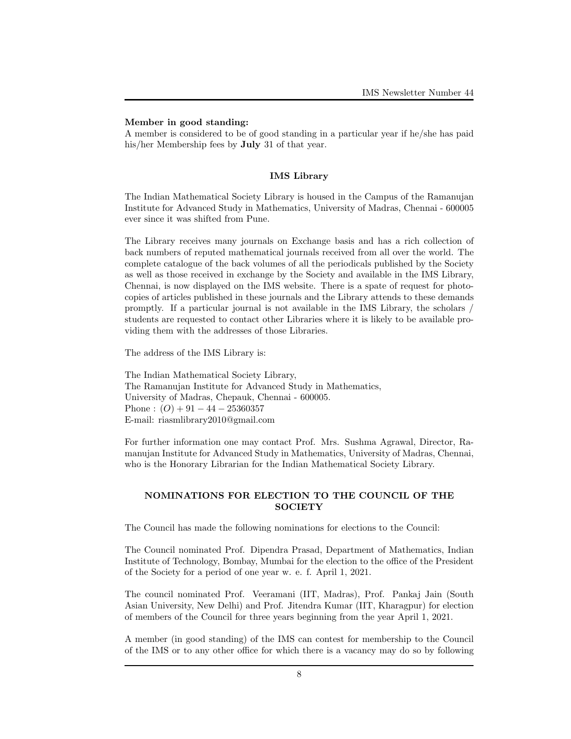**Member in good standing:**
A member is considered to be of good standing in a particular year if he/she has paid his/her Membership fees by **July** 31 of that year.

## IMS Library

The Indian Mathematical Society Library is housed in the Campus of the Ramanujan Institute for Advanced Study in Mathematics, University of Madras, Chennai - 600005 ever since it was shifted from Pune.

The Library receives many journals on Exchange basis and has a rich collection of back numbers of reputed mathematical journals received from all over the world. The complete catalogue of the back volumes of all the periodicals published by the Society as well as those received in exchange by the Society and available in the IMS Library, Chennai, is now displayed on the IMS website. There is a spate of request for photocopies of articles published in these journals and the Library attends to these demands promptly. If a particular journal is not available in the IMS Library, the scholars / students are requested to contact other Libraries where it is likely to be available providing them with the addresses of those Libraries.

The address of the IMS Library is:

The Indian Mathematical Society Library,
The Ramanujan Institute for Advanced Study in Mathematics,
University of Madras, Chepauk, Chennai - 600005.
Phone : $(O) + 91 - 44 - 25360357$
E-mail: riasmlibrary2010@gmail.com

For further information one may contact Prof. Mrs. Sushma Agrawal, Director, Ramanujan Institute for Advanced Study in Mathematics, University of Madras, Chennai, who is the Honorary Librarian for the Indian Mathematical Society Library.

## NOMINATIONS FOR ELECTION TO THE COUNCIL OF THE SOCIETY

The Council has made the following nominations for elections to the Council:

The Council nominated Prof. Dipendra Prasad, Department of Mathematics, Indian Institute of Technology, Bombay, Mumbai for the election to the office of the President of the Society for a period of one year w. e. f. April 1, 2021.

The council nominated Prof. Veeramani (IIT, Madras), Prof. Pankaj Jain (South Asian University, New Delhi) and Prof. Jitendra Kumar (IIT, Kharagpur) for election of members of the Council for three years beginning from the year April 1, 2021.

A member (in good standing) of the IMS can contest for membership to the Council of the IMS or to any other office for which there is a vacancy may do so by following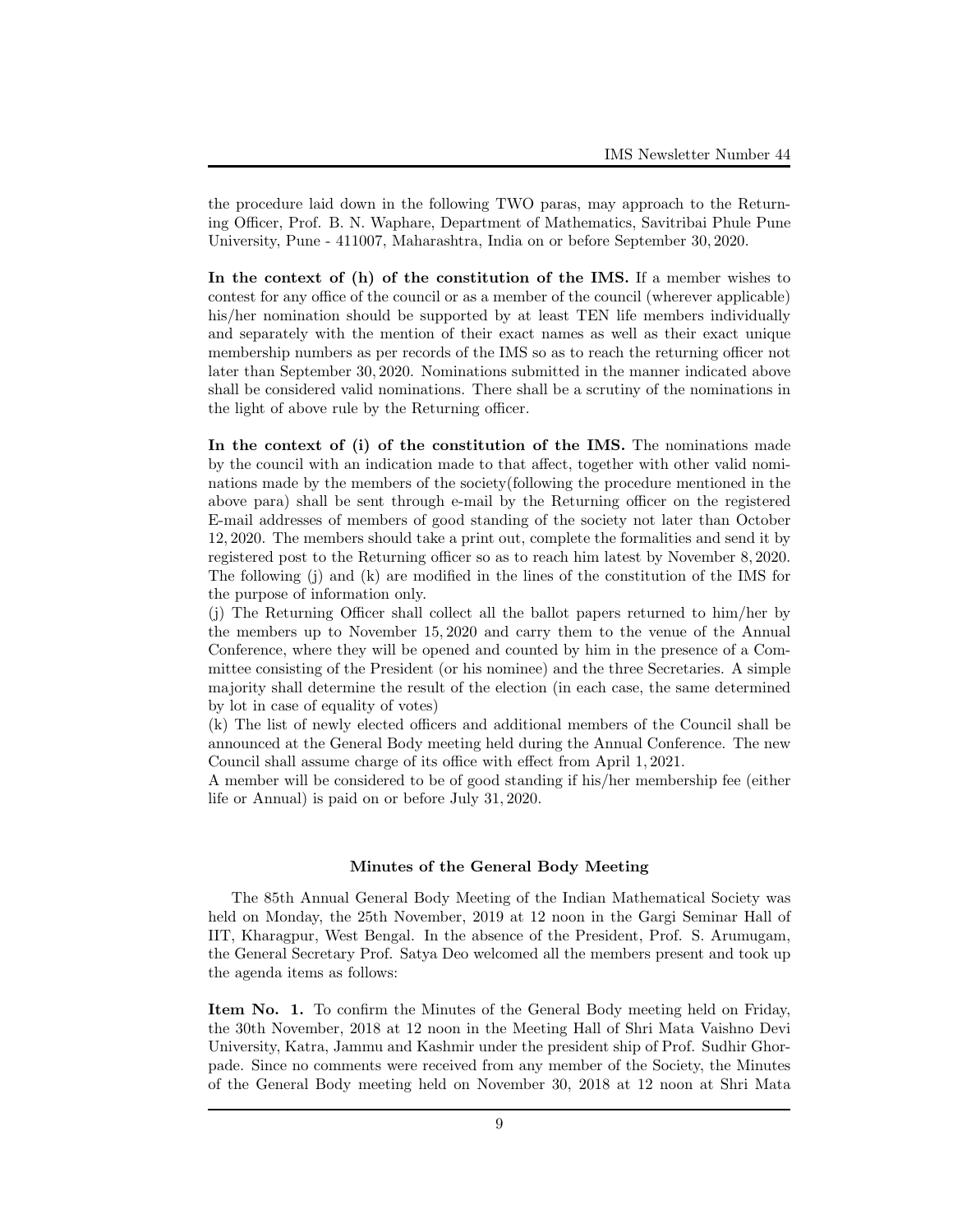the procedure laid down in the following TWO paras, may approach to the Returning Officer, Prof. B. N. Waphare, Department of Mathematics, Savitribai Phule Pune University, Pune - 411007, Maharashtra, India on or before September 30, 2020.

**In the context of (h) of the constitution of the IMS.** If a member wishes to contest for any office of the council or as a member of the council (wherever applicable) his/her nomination should be supported by at least TEN life members individually and separately with the mention of their exact names as well as their exact unique membership numbers as per records of the IMS so as to reach the returning officer not later than September 30, 2020. Nominations submitted in the manner indicated above shall be considered valid nominations. There shall be a scrutiny of the nominations in the light of above rule by the Returning officer.

**In the context of (i) of the constitution of the IMS.** The nominations made by the council with an indication made to that affect, together with other valid nominations made by the members of the society(following the procedure mentioned in the above para) shall be sent through e-mail by the Returning officer on the registered E-mail addresses of members of good standing of the society not later than October 12, 2020. The members should take a print out, complete the formalities and send it by registered post to the Returning officer so as to reach him latest by November 8, 2020. The following (j) and (k) are modified in the lines of the constitution of the IMS for the purpose of information only.

(j) The Returning Officer shall collect all the ballot papers returned to him/her by the members up to November 15, 2020 and carry them to the venue of the Annual Conference, where they will be opened and counted by him in the presence of a Committee consisting of the President (or his nominee) and the three Secretaries. A simple majority shall determine the result of the election (in each case, the same determined by lot in case of equality of votes)

(k) The list of newly elected officers and additional members of the Council shall be announced at the General Body meeting held during the Annual Conference. The new Council shall assume charge of its office with effect from April 1, 2021.

A member will be considered to be of good standing if his/her membership fee (either life or Annual) is paid on or before July 31, 2020.

**Minutes of the General Body Meeting**

The 85th Annual General Body Meeting of the Indian Mathematical Society was held on Monday, the 25th November, 2019 at 12 noon in the Gargi Seminar Hall of IIT, Kharagpur, West Bengal. In the absence of the President, Prof. S. Arumugam, the General Secretary Prof. Satya Deo welcomed all the members present and took up the agenda items as follows:

**Item No. 1.** To confirm the Minutes of the General Body meeting held on Friday, the 30th November, 2018 at 12 noon in the Meeting Hall of Shri Mata Vaishno Devi University, Katra, Jammu and Kashmir under the president ship of Prof. Sudhir Ghorpade. Since no comments were received from any member of the Society, the Minutes of the General Body meeting held on November 30, 2018 at 12 noon at Shri Mata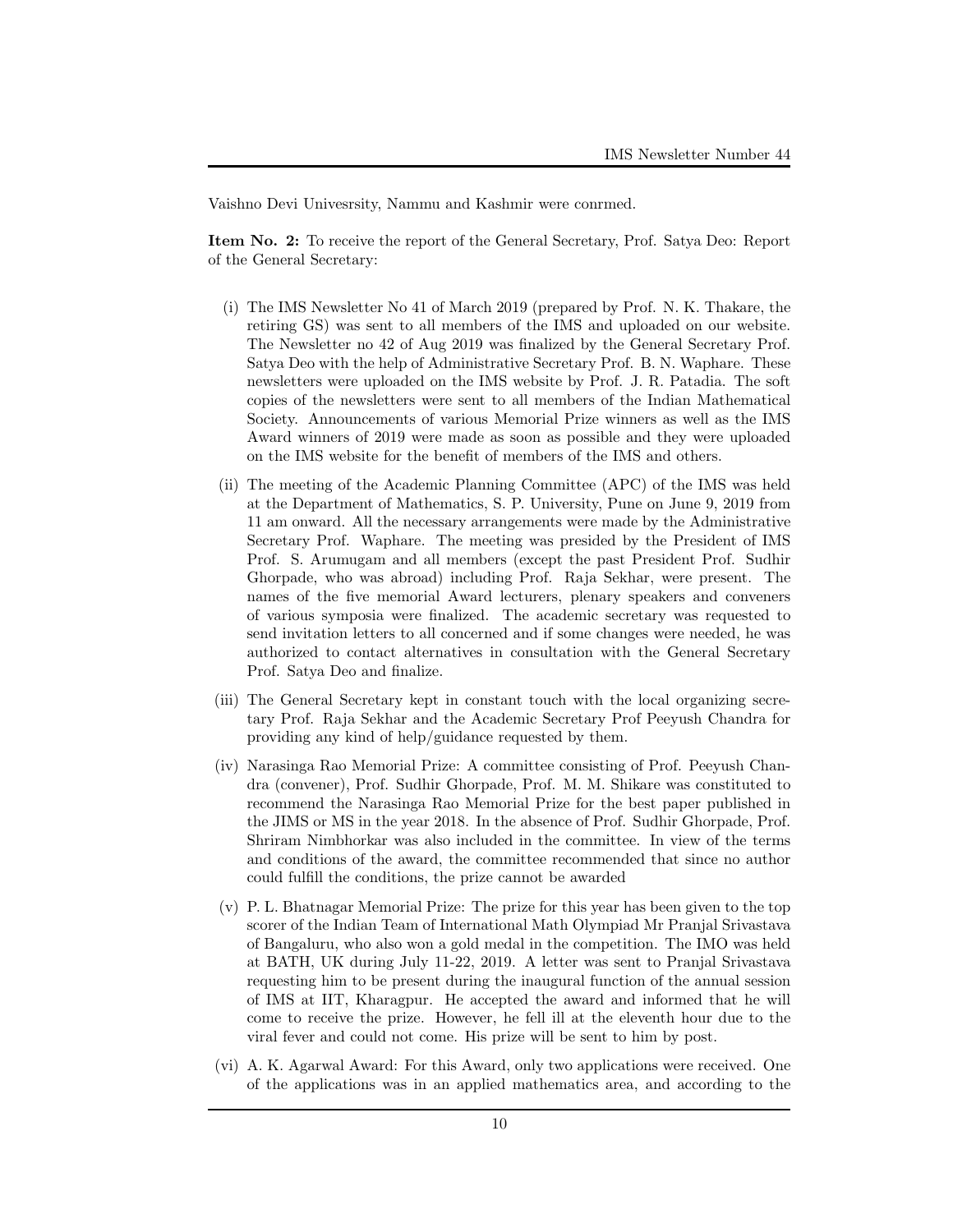Vaishno Devi Univesrsity, Nammu and Kashmir were conrmed.

**Item No. 2:** To receive the report of the General Secretary, Prof. Satya Deo: Report of the General Secretary:

(i) The IMS Newsletter No 41 of March 2019 (prepared by Prof. N. K. Thakare, the retiring GS) was sent to all members of the IMS and uploaded on our website. The Newsletter no 42 of Aug 2019 was finalized by the General Secretary Prof. Satya Deo with the help of Administrative Secretary Prof. B. N. Waphare. These newsletters were uploaded on the IMS website by Prof. J. R. Patadia. The soft copies of the newsletters were sent to all members of the Indian Mathematical Society. Announcements of various Memorial Prize winners as well as the IMS Award winners of 2019 were made as soon as possible and they were uploaded on the IMS website for the benefit of members of the IMS and others.

(ii) The meeting of the Academic Planning Committee (APC) of the IMS was held at the Department of Mathematics, S. P. University, Pune on June 9, 2019 from 11 am onward. All the necessary arrangements were made by the Administrative Secretary Prof. Waphare. The meeting was presided by the President of IMS Prof. S. Arumugam and all members (except the past President Prof. Sudhir Ghorpade, who was abroad) including Prof. Raja Sekhar, were present. The names of the five memorial Award lecturers, plenary speakers and conveners of various symposia were finalized. The academic secretary was requested to send invitation letters to all concerned and if some changes were needed, he was authorized to contact alternatives in consultation with the General Secretary Prof. Satya Deo and finalize.

(iii) The General Secretary kept in constant touch with the local organizing secretary Prof. Raja Sekhar and the Academic Secretary Prof Peeyush Chandra for providing any kind of help/guidance requested by them.

(iv) Narasinga Rao Memorial Prize: A committee consisting of Prof. Peeyush Chandra (convener), Prof. Sudhir Ghorpade, Prof. M. M. Shikare was constituted to recommend the Narasinga Rao Memorial Prize for the best paper published in the JIMS or MS in the year 2018. In the absence of Prof. Sudhir Ghorpade, Prof. Shriram Nimbhorkar was also included in the committee. In view of the terms and conditions of the award, the committee recommended that since no author could fulfill the conditions, the prize cannot be awarded

(v) P. L. Bhatnagar Memorial Prize: The prize for this year has been given to the top scorer of the Indian Team of International Math Olympiad Mr Pranjal Srivastava of Bangaluru, who also won a gold medal in the competition. The IMO was held at BATH, UK during July 11-22, 2019. A letter was sent to Pranjal Srivastava requesting him to be present during the inaugural function of the annual session of IMS at IIT, Kharagpur. He accepted the award and informed that he will come to receive the prize. However, he fell ill at the eleventh hour due to the viral fever and could not come. His prize will be sent to him by post.

(vi) A. K. Agarwal Award: For this Award, only two applications were received. One of the applications was in an applied mathematics area, and according to the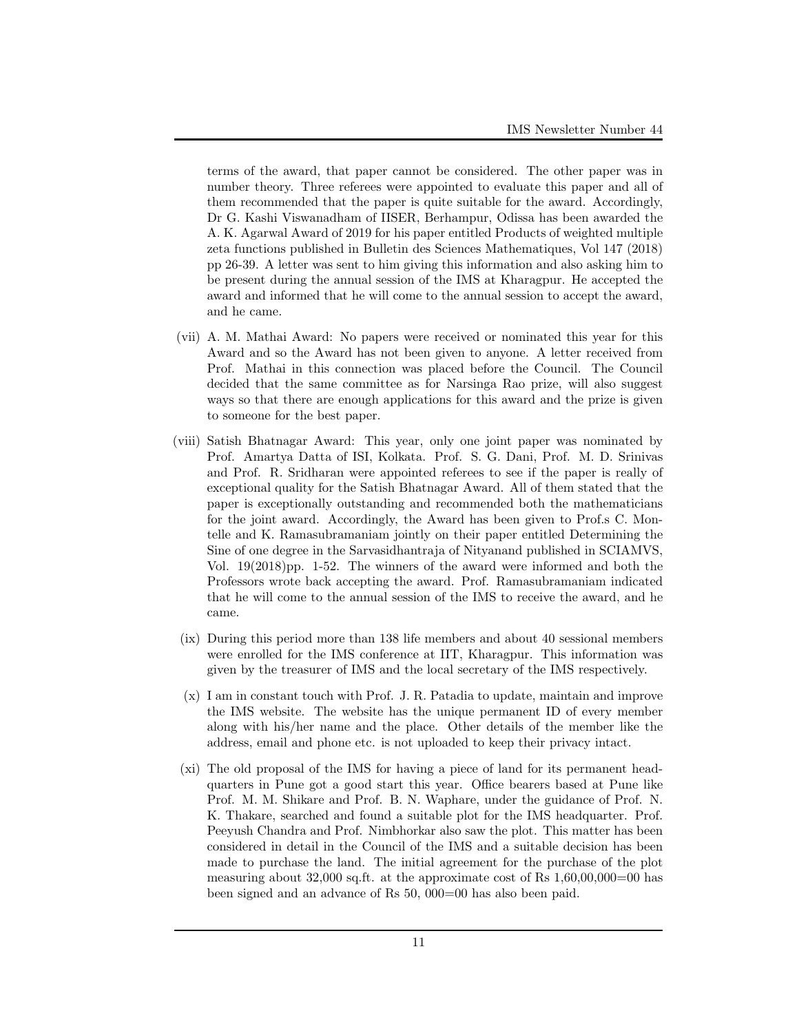terms of the award, that paper cannot be considered. The other paper was in number theory. Three referees were appointed to evaluate this paper and all of them recommended that the paper is quite suitable for the award. Accordingly, Dr G. Kashi Viswanadham of IISER, Berhampur, Odissa has been awarded the A. K. Agarwal Award of 2019 for his paper entitled Products of weighted multiple zeta functions published in Bulletin des Sciences Mathematiques, Vol 147 (2018) pp 26-39. A letter was sent to him giving this information and also asking him to be present during the annual session of the IMS at Kharagpur. He accepted the award and informed that he will come to the annual session to accept the award, and he came.

(vii) A. M. Mathai Award: No papers were received or nominated this year for this Award and so the Award has not been given to anyone. A letter received from Prof. Mathai in this connection was placed before the Council. The Council decided that the same committee as for Narsinga Rao prize, will also suggest ways so that there are enough applications for this award and the prize is given to someone for the best paper.

(viii) Satish Bhatnagar Award: This year, only one joint paper was nominated by Prof. Amartya Datta of ISI, Kolkata. Prof. S. G. Dani, Prof. M. D. Srinivas and Prof. R. Sridharan were appointed referees to see if the paper is really of exceptional quality for the Satish Bhatnagar Award. All of them stated that the paper is exceptionally outstanding and recommended both the mathematicians for the joint award. Accordingly, the Award has been given to Prof.s C. Montelle and K. Ramasubramaniam jointly on their paper entitled Determining the Sine of one degree in the Sarvasidhantraja of Nityanand published in SCIAMVS, Vol. 19(2018)pp. 1-52. The winners of the award were informed and both the Professors wrote back accepting the award. Prof. Ramasubramaniam indicated that he will come to the annual session of the IMS to receive the award, and he came.

(ix) During this period more than 138 life members and about 40 sessional members were enrolled for the IMS conference at IIT, Kharagpur. This information was given by the treasurer of IMS and the local secretary of the IMS respectively.

(x) I am in constant touch with Prof. J. R. Patadia to update, maintain and improve the IMS website. The website has the unique permanent ID of every member along with his/her name and the place. Other details of the member like the address, email and phone etc. is not uploaded to keep their privacy intact.

(xi) The old proposal of the IMS for having a piece of land for its permanent headquarters in Pune got a good start this year. Office bearers based at Pune like Prof. M. M. Shikare and Prof. B. N. Waphare, under the guidance of Prof. N. K. Thakare, searched and found a suitable plot for the IMS headquarter. Prof. Peeyush Chandra and Prof. Nimbhorkar also saw the plot. This matter has been considered in detail in the Council of the IMS and a suitable decision has been made to purchase the land. The initial agreement for the purchase of the plot measuring about 32,000 sq.ft. at the approximate cost of Rs 1,60,00,000=00 has been signed and an advance of Rs 50, 000=00 has also been paid.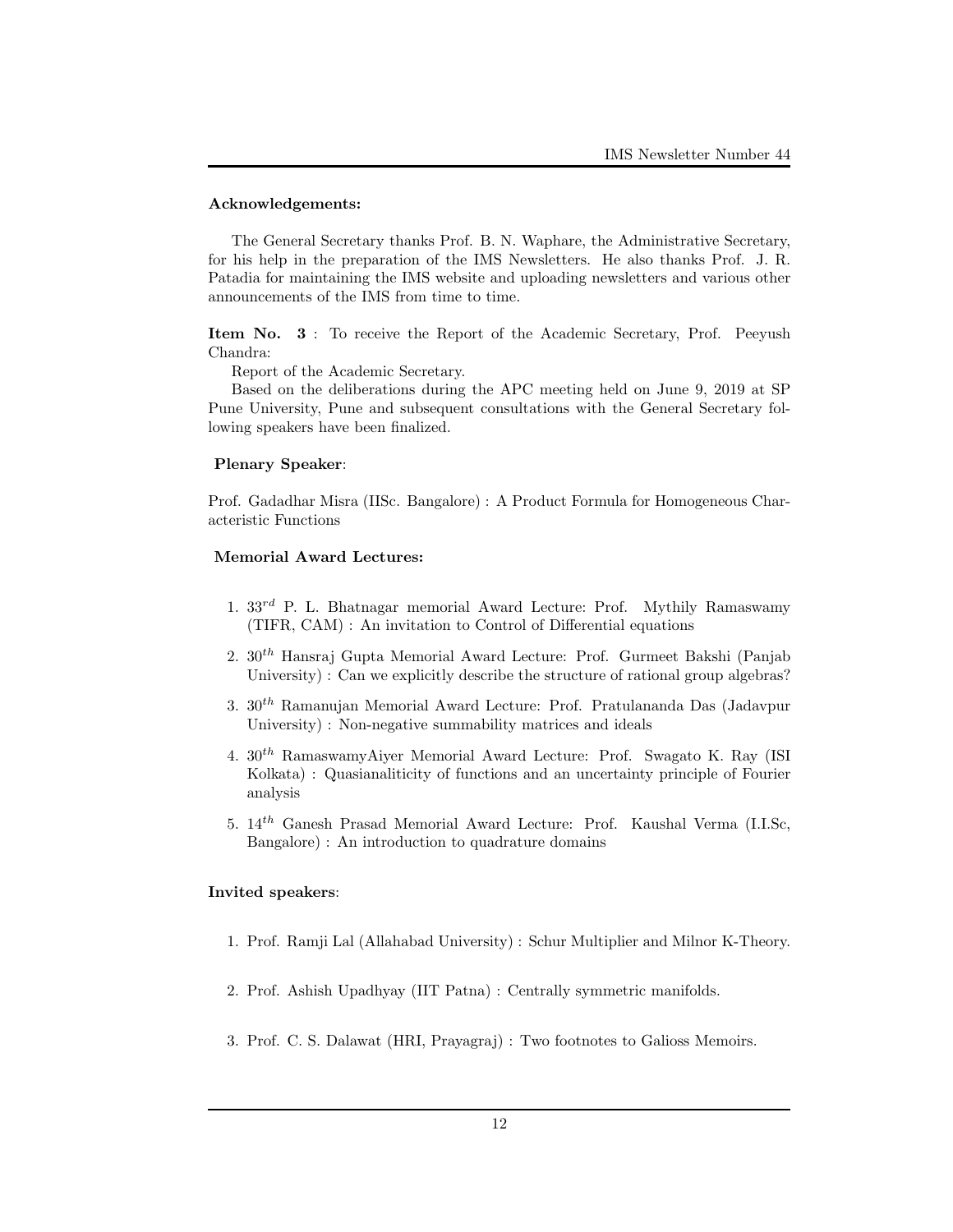**Acknowledgements:**

The General Secretary thanks Prof. B. N. Waphare, the Administrative Secretary, for his help in the preparation of the IMS Newsletters. He also thanks Prof. J. R. Patadia for maintaining the IMS website and uploading newsletters and various other announcements of the IMS from time to time.

**Item No. 3** : To receive the Report of the Academic Secretary, Prof. Peeyush Chandra:

Report of the Academic Secretary.

Based on the deliberations during the APC meeting held on June 9, 2019 at SP Pune University, Pune and subsequent consultations with the General Secretary following speakers have been finalized.

**Plenary Speaker**:

Prof. Gadadhar Misra (IISc. Bangalore) : A Product Formula for Homogeneous Characteristic Functions

**Memorial Award Lectures:**

1. $33^{rd}$ P. L. Bhatnagar memorial Award Lecture: Prof. Mythily Ramaswamy (TIFR, CAM) : An invitation to Control of Differential equations
2. $30^{th}$ Hansraj Gupta Memorial Award Lecture: Prof. Gurmeet Bakshi (Panjab University) : Can we explicitly describe the structure of rational group algebras?
3. $30^{th}$ Ramanujan Memorial Award Lecture: Prof. Pratulananda Das (Jadavpur University) : Non-negative summability matrices and ideals
4. $30^{th}$ RamaswamyAiyer Memorial Award Lecture: Prof. Swagato K. Ray (ISI Kolkata) : Quasianaliticity of functions and an uncertainty principle of Fourier analysis
5. $14^{th}$ Ganesh Prasad Memorial Award Lecture: Prof. Kaushal Verma (I.I.Sc, Bangalore) : An introduction to quadrature domains

**Invited speakers**:

1. Prof. Ramji Lal (Allahabad University) : Schur Multiplier and Milnor K-Theory.
2. Prof. Ashish Upadhyay (IIT Patna) : Centrally symmetric manifolds.
3. Prof. C. S. Dalawat (HRI, Prayagraj) : Two footnotes to Galioss Memoirs.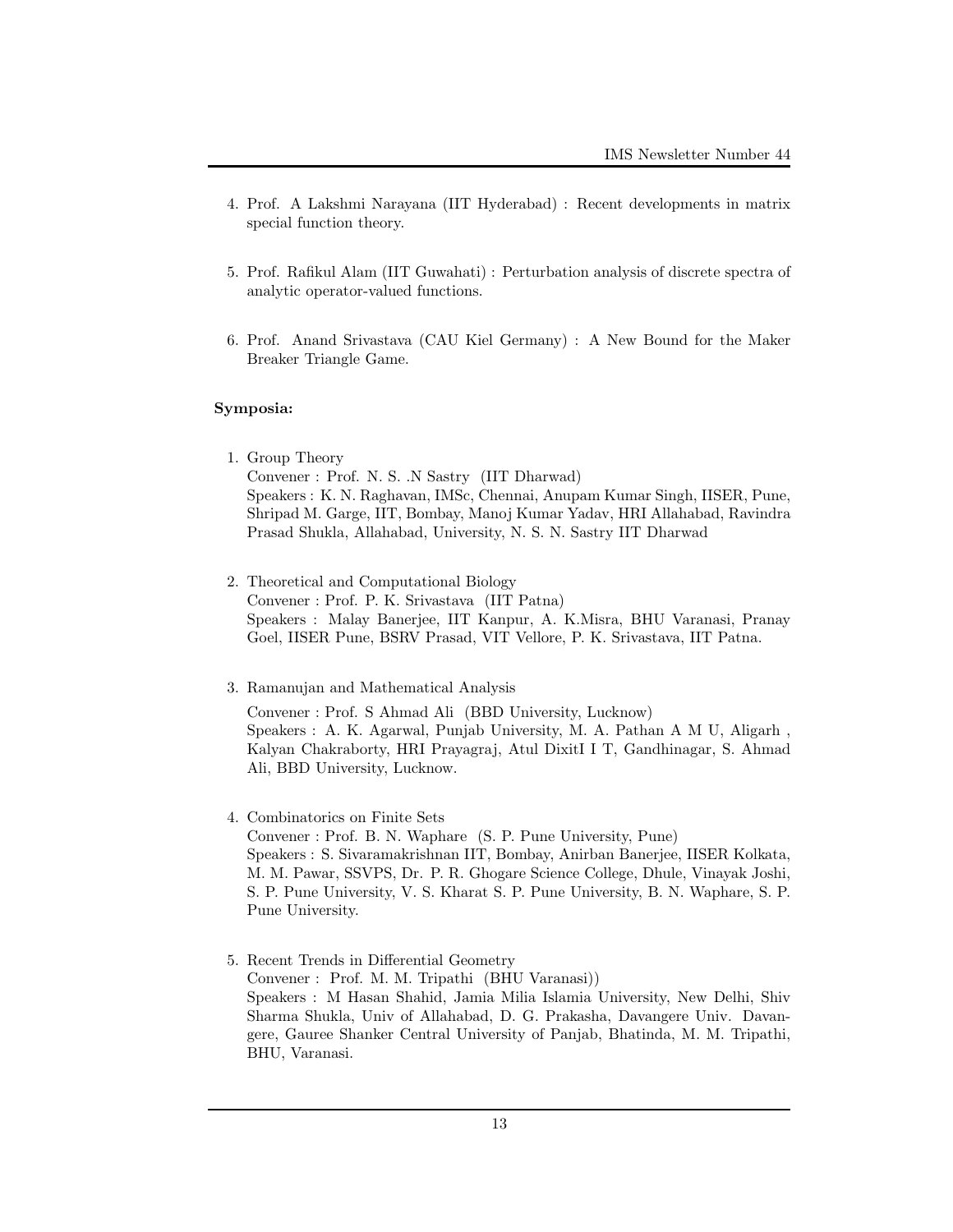4. Prof. A Lakshmi Narayana (IIT Hyderabad) : Recent developments in matrix special function theory.

5. Prof. Rafikul Alam (IIT Guwahati) : Perturbation analysis of discrete spectra of analytic operator-valued functions.

6. Prof. Anand Srivastava (CAU Kiel Germany) : A New Bound for the Maker Breaker Triangle Game.

**Symposia:**

1. Group Theory
   Convener : Prof. N. S. .N Sastry (IIT Dharwad)
   Speakers : K. N. Raghavan, IMSc, Chennai, Anupam Kumar Singh, IISER, Pune, Shripad M. Garge, IIT, Bombay, Manoj Kumar Yadav, HRI Allahabad, Ravindra Prasad Shukla, Allahabad, University, N. S. N. Sastry IIT Dharwad

2. Theoretical and Computational Biology
   Convener : Prof. P. K. Srivastava (IIT Patna)
   Speakers : Malay Banerjee, IIT Kanpur, A. K.Misra, BHU Varanasi, Pranay Goel, IISER Pune, BSRV Prasad, VIT Vellore, P. K. Srivastava, IIT Patna.

3. Ramanujan and Mathematical Analysis
   Convener : Prof. S Ahmad Ali (BBD University, Lucknow)
   Speakers : A. K. Agarwal, Punjab University, M. A. Pathan A M U, Aligarh , Kalyan Chakraborty, HRI Prayagraj, Atul DixitI I T, Gandhinagar, S. Ahmad Ali, BBD University, Lucknow.

4. Combinatorics on Finite Sets
   Convener : Prof. B. N. Waphare (S. P. Pune University, Pune)
   Speakers : S. Sivaramakrishnan IIT, Bombay, Anirban Banerjee, IISER Kolkata, M. M. Pawar, SSVPS, Dr. P. R. Ghogare Science College, Dhule, Vinayak Joshi, S. P. Pune University, V. S. Kharat S. P. Pune University, B. N. Waphare, S. P. Pune University.

5. Recent Trends in Differential Geometry
   Convener : Prof. M. M. Tripathi (BHU Varanasi))
   Speakers : M Hasan Shahid, Jamia Milia Islamia University, New Delhi, Shiv Sharma Shukla, Univ of Allahabad, D. G. Prakasha, Davangere Univ. Davangere, Gauree Shanker Central University of Panjab, Bhatinda, M. M. Tripathi, BHU, Varanasi.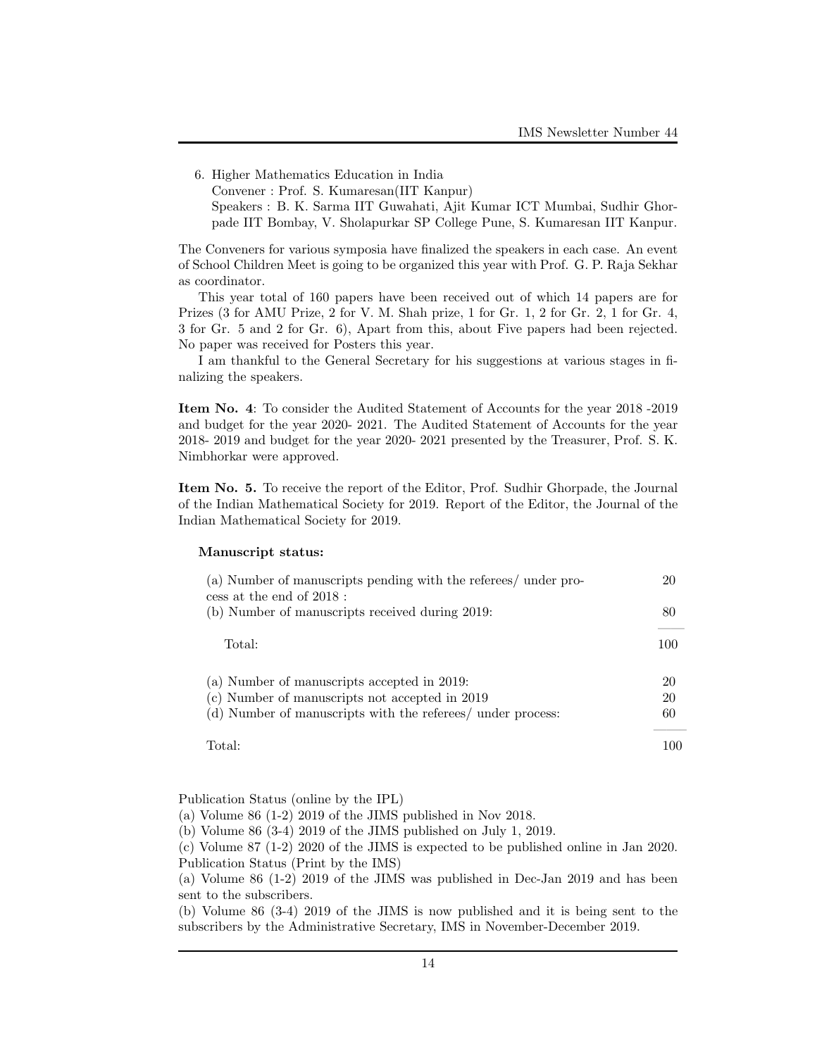6. Higher Mathematics Education in India
   Convener : Prof. S. Kumaresan(IIT Kanpur)
   Speakers : B. K. Sarma IIT Guwahati, Ajit Kumar ICT Mumbai, Sudhir Ghorpade IIT Bombay, V. Sholapurkar SP College Pune, S. Kumaresan IIT Kanpur.

The Conveners for various symposia have finalized the speakers in each case. An event of School Children Meet is going to be organized this year with Prof. G. P. Raja Sekhar as coordinator.

This year total of 160 papers have been received out of which 14 papers are for Prizes (3 for AMU Prize, 2 for V. M. Shah prize, 1 for Gr. 1, 2 for Gr. 2, 1 for Gr. 4, 3 for Gr. 5 and 2 for Gr. 6), Apart from this, about Five papers had been rejected. No paper was received for Posters this year.

I am thankful to the General Secretary for his suggestions at various stages in finalizing the speakers.

**Item No. 4**: To consider the Audited Statement of Accounts for the year 2018 -2019 and budget for the year 2020- 2021. The Audited Statement of Accounts for the year 2018- 2019 and budget for the year 2020- 2021 presented by the Treasurer, Prof. S. K. Nimbhorkar were approved.

**Item No. 5.** To receive the report of the Editor, Prof. Sudhir Ghorpade, the Journal of the Indian Mathematical Society for 2019. Report of the Editor, the Journal of the Indian Mathematical Society for 2019.

**Manuscript status:**

| | |
|---|---|
| (a) Number of manuscripts pending with the referees/ under process at the end of 2018 : | 20 |
| (b) Number of manuscripts received during 2019: | 80 |
| Total: | 100 |
| (a) Number of manuscripts accepted in 2019: | 20 |
| (c) Number of manuscripts not accepted in 2019 | 20 |
| (d) Number of manuscripts with the referees/ under process: | 60 |
| Total: | 100 |

Publication Status (online by the IPL)
(a) Volume 86 (1-2) 2019 of the JIMS published in Nov 2018.
(b) Volume 86 (3-4) 2019 of the JIMS published on July 1, 2019.
(c) Volume 87 (1-2) 2020 of the JIMS is expected to be published online in Jan 2020.
Publication Status (Print by the IMS)
(a) Volume 86 (1-2) 2019 of the JIMS was published in Dec-Jan 2019 and has been sent to the subscribers.
(b) Volume 86 (3-4) 2019 of the JIMS is now published and it is being sent to the subscribers by the Administrative Secretary, IMS in November-December 2019.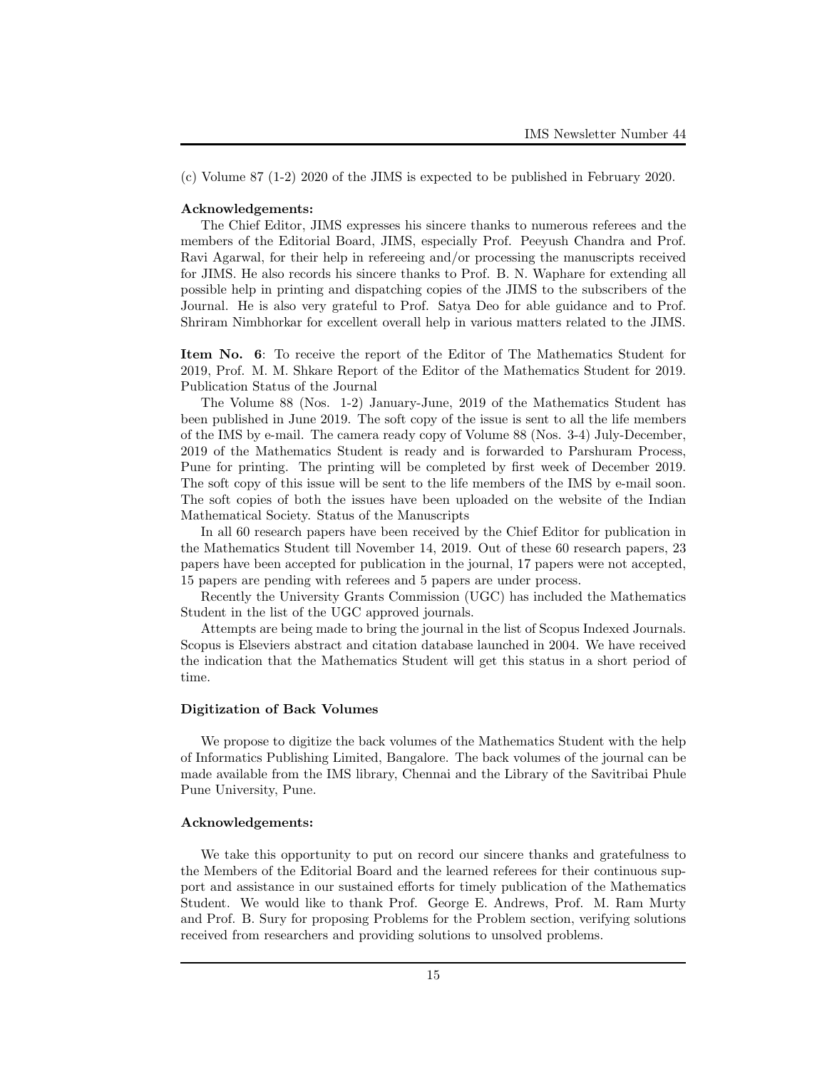(c) Volume 87 (1-2) 2020 of the JIMS is expected to be published in February 2020.

**Acknowledgements:**

The Chief Editor, JIMS expresses his sincere thanks to numerous referees and the members of the Editorial Board, JIMS, especially Prof. Peeyush Chandra and Prof. Ravi Agarwal, for their help in refereeing and/or processing the manuscripts received for JIMS. He also records his sincere thanks to Prof. B. N. Waphare for extending all possible help in printing and dispatching copies of the JIMS to the subscribers of the Journal. He is also very grateful to Prof. Satya Deo for able guidance and to Prof. Shriram Nimbhorkar for excellent overall help in various matters related to the JIMS.

**Item No. 6**: To receive the report of the Editor of The Mathematics Student for 2019, Prof. M. M. Shkare Report of the Editor of the Mathematics Student for 2019. Publication Status of the Journal

The Volume 88 (Nos. 1-2) January-June, 2019 of the Mathematics Student has been published in June 2019. The soft copy of the issue is sent to all the life members of the IMS by e-mail. The camera ready copy of Volume 88 (Nos. 3-4) July-December, 2019 of the Mathematics Student is ready and is forwarded to Parshuram Process, Pune for printing. The printing will be completed by first week of December 2019. The soft copy of this issue will be sent to the life members of the IMS by e-mail soon. The soft copies of both the issues have been uploaded on the website of the Indian Mathematical Society. Status of the Manuscripts

In all 60 research papers have been received by the Chief Editor for publication in the Mathematics Student till November 14, 2019. Out of these 60 research papers, 23 papers have been accepted for publication in the journal, 17 papers were not accepted, 15 papers are pending with referees and 5 papers are under process.

Recently the University Grants Commission (UGC) has included the Mathematics Student in the list of the UGC approved journals.

Attempts are being made to bring the journal in the list of Scopus Indexed Journals. Scopus is Elseviers abstract and citation database launched in 2004. We have received the indication that the Mathematics Student will get this status in a short period of time.

**Digitization of Back Volumes**

We propose to digitize the back volumes of the Mathematics Student with the help of Informatics Publishing Limited, Bangalore. The back volumes of the journal can be made available from the IMS library, Chennai and the Library of the Savitribai Phule Pune University, Pune.

**Acknowledgements:**

We take this opportunity to put on record our sincere thanks and gratefulness to the Members of the Editorial Board and the learned referees for their continuous support and assistance in our sustained efforts for timely publication of the Mathematics Student. We would like to thank Prof. George E. Andrews, Prof. M. Ram Murty and Prof. B. Sury for proposing Problems for the Problem section, verifying solutions received from researchers and providing solutions to unsolved problems.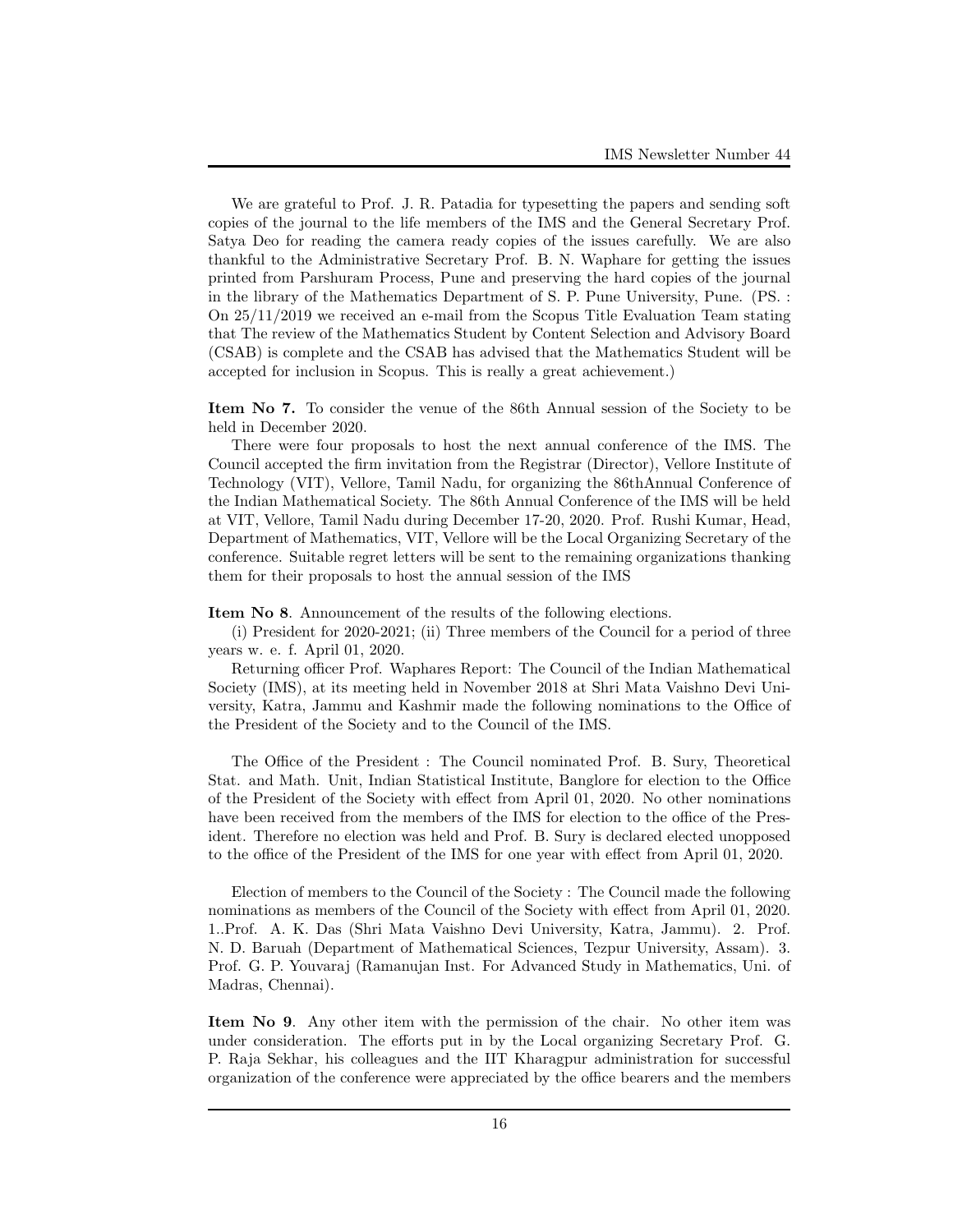We are grateful to Prof. J. R. Patadia for typesetting the papers and sending soft copies of the journal to the life members of the IMS and the General Secretary Prof. Satya Deo for reading the camera ready copies of the issues carefully. We are also thankful to the Administrative Secretary Prof. B. N. Waphare for getting the issues printed from Parshuram Process, Pune and preserving the hard copies of the journal in the library of the Mathematics Department of S. P. Pune University, Pune. (PS. : On 25/11/2019 we received an e-mail from the Scopus Title Evaluation Team stating that The review of the Mathematics Student by Content Selection and Advisory Board (CSAB) is complete and the CSAB has advised that the Mathematics Student will be accepted for inclusion in Scopus. This is really a great achievement.)

**Item No 7.** To consider the venue of the 86th Annual session of the Society to be held in December 2020.

There were four proposals to host the next annual conference of the IMS. The Council accepted the firm invitation from the Registrar (Director), Vellore Institute of Technology (VIT), Vellore, Tamil Nadu, for organizing the 86thAnnual Conference of the Indian Mathematical Society. The 86th Annual Conference of the IMS will be held at VIT, Vellore, Tamil Nadu during December 17-20, 2020. Prof. Rushi Kumar, Head, Department of Mathematics, VIT, Vellore will be the Local Organizing Secretary of the conference. Suitable regret letters will be sent to the remaining organizations thanking them for their proposals to host the annual session of the IMS

**Item No 8**. Announcement of the results of the following elections.

(i) President for 2020-2021; (ii) Three members of the Council for a period of three years w. e. f. April 01, 2020.

Returning officer Prof. Waphares Report: The Council of the Indian Mathematical Society (IMS), at its meeting held in November 2018 at Shri Mata Vaishno Devi University, Katra, Jammu and Kashmir made the following nominations to the Office of the President of the Society and to the Council of the IMS.

The Office of the President : The Council nominated Prof. B. Sury, Theoretical Stat. and Math. Unit, Indian Statistical Institute, Banglore for election to the Office of the President of the Society with effect from April 01, 2020. No other nominations have been received from the members of the IMS for election to the office of the President. Therefore no election was held and Prof. B. Sury is declared elected unopposed to the office of the President of the IMS for one year with effect from April 01, 2020.

Election of members to the Council of the Society : The Council made the following nominations as members of the Council of the Society with effect from April 01, 2020. 1..Prof. A. K. Das (Shri Mata Vaishno Devi University, Katra, Jammu). 2. Prof. N. D. Baruah (Department of Mathematical Sciences, Tezpur University, Assam). 3. Prof. G. P. Youvaraj (Ramanujan Inst. For Advanced Study in Mathematics, Uni. of Madras, Chennai).

**Item No 9**. Any other item with the permission of the chair. No other item was under consideration. The efforts put in by the Local organizing Secretary Prof. G. P. Raja Sekhar, his colleagues and the IIT Kharagpur administration for successful organization of the conference were appreciated by the office bearers and the members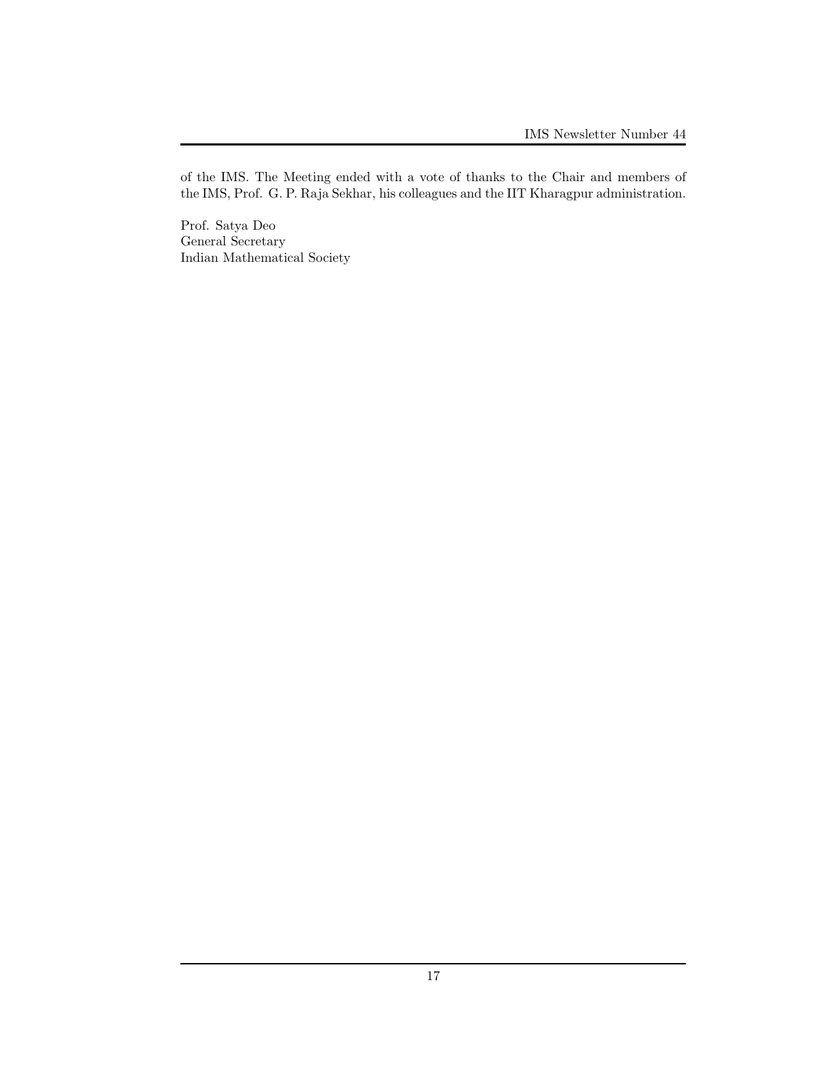of the IMS. The Meeting ended with a vote of thanks to the Chair and members of the IMS, Prof. G. P. Raja Sekhar, his colleagues and the IIT Kharagpur administration.

Prof. Satya Deo
General Secretary
Indian Mathematical Society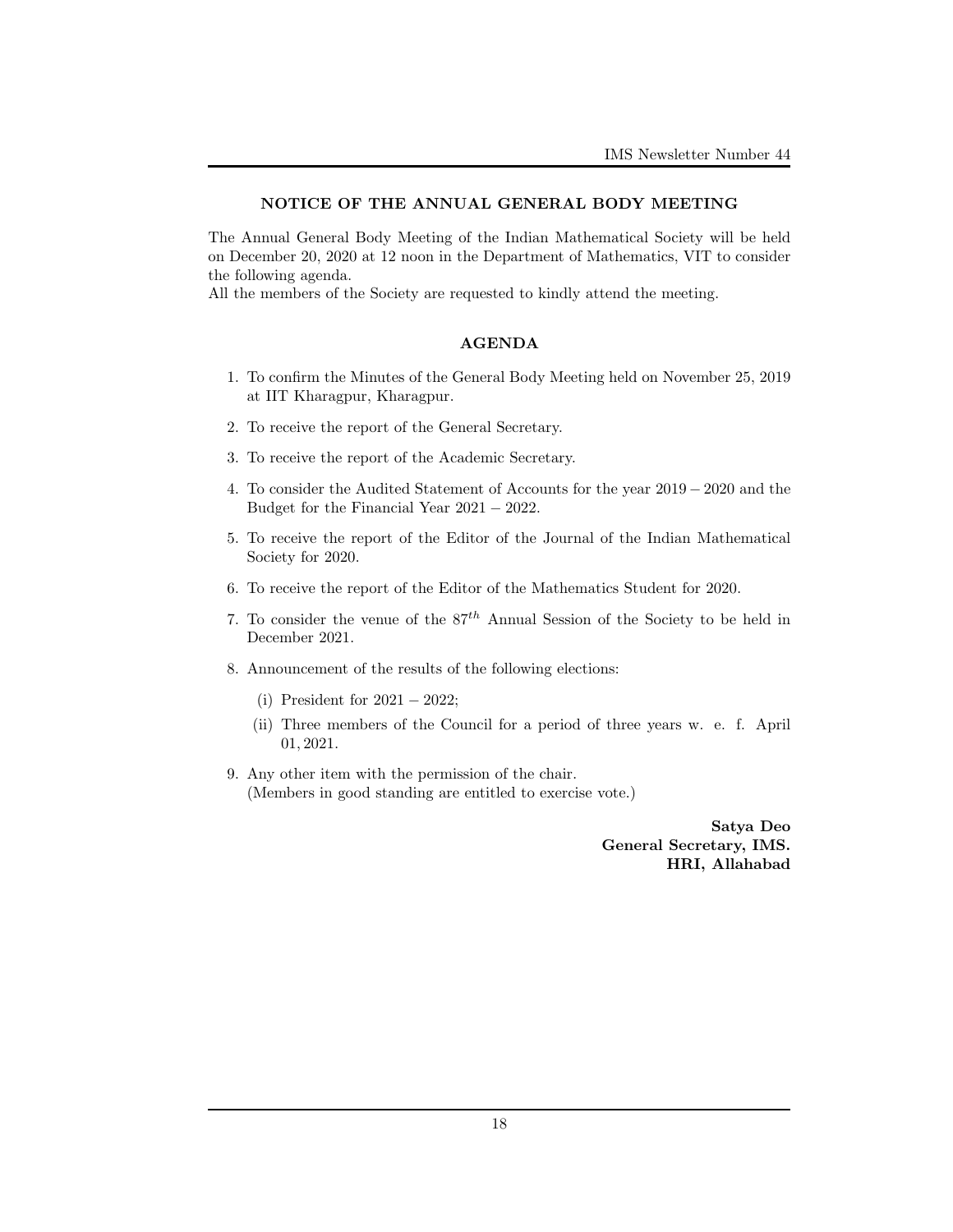## NOTICE OF THE ANNUAL GENERAL BODY MEETING

The Annual General Body Meeting of the Indian Mathematical Society will be held on December 20, 2020 at 12 noon in the Department of Mathematics, VIT to consider the following agenda.
All the members of the Society are requested to kindly attend the meeting.

### AGENDA

1. To confirm the Minutes of the General Body Meeting held on November 25, 2019 at IIT Kharagpur, Kharagpur.
2. To receive the report of the General Secretary.
3. To receive the report of the Academic Secretary.
4. To consider the Audited Statement of Accounts for the year $2019 - 2020$ and the Budget for the Financial Year $2021 - 2022$.
5. To receive the report of the Editor of the Journal of the Indian Mathematical Society for 2020.
6. To receive the report of the Editor of the Mathematics Student for 2020.
7. To consider the venue of the $87^{th}$ Annual Session of the Society to be held in December 2021.
8. Announcement of the results of the following elections:
   (i) President for $2021 - 2022$;
   (ii) Three members of the Council for a period of three years w. e. f. April $01, 2021$.
9. Any other item with the permission of the chair.
   (Members in good standing are entitled to exercise vote.)

**Satya Deo**
**General Secretary, IMS.**
**HRI, Allahabad**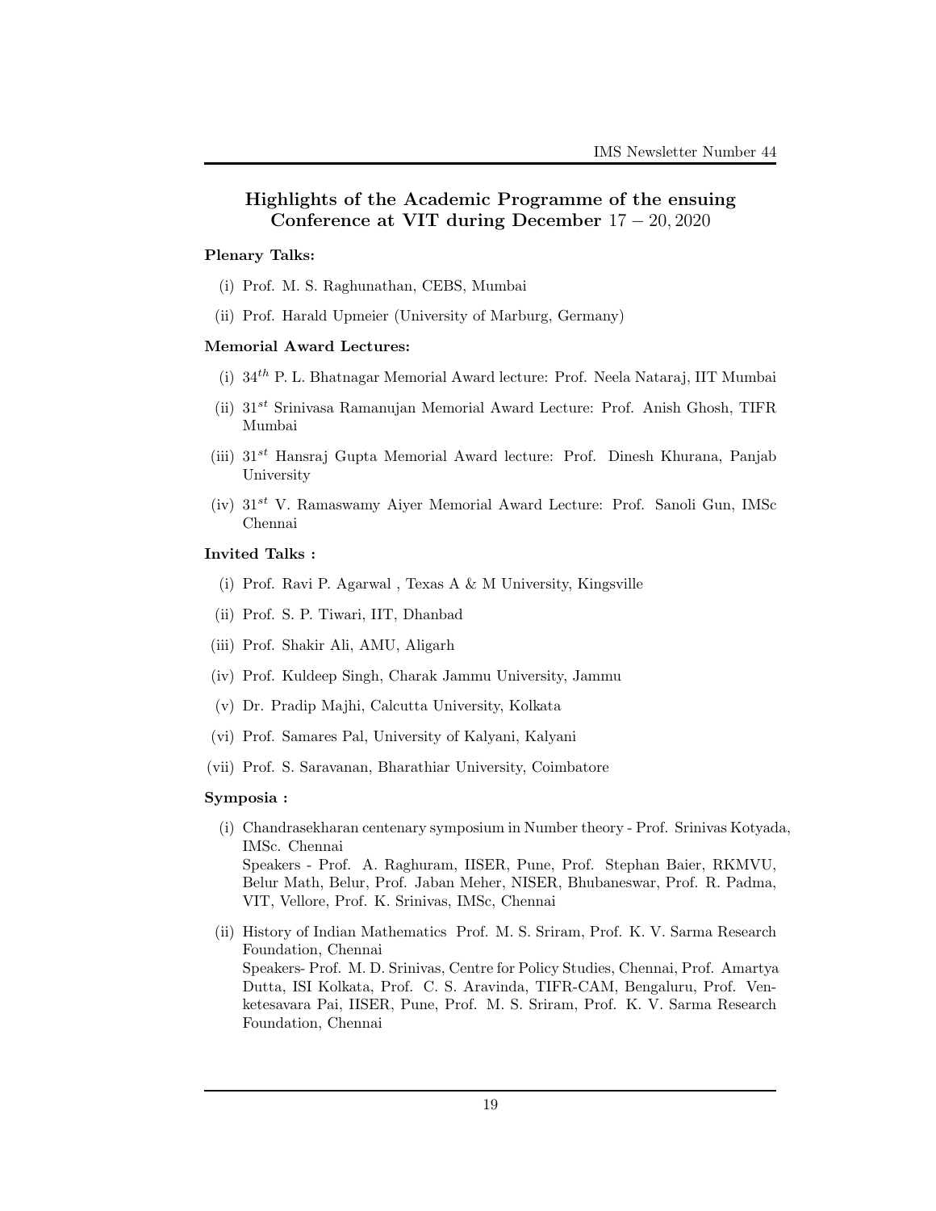## Highlights of the Academic Programme of the ensuing Conference at VIT during December $17 - 20, 2020$

**Plenary Talks:**

(i) Prof. M. S. Raghunathan, CEBS, Mumbai

(ii) Prof. Harald Upmeier (University of Marburg, Germany)

**Memorial Award Lectures:**

(i) $34^{th}$ P. L. Bhatnagar Memorial Award lecture: Prof. Neela Nataraj, IIT Mumbai

(ii) $31^{st}$ Srinivasa Ramanujan Memorial Award Lecture: Prof. Anish Ghosh, TIFR Mumbai

(iii) $31^{st}$ Hansraj Gupta Memorial Award lecture: Prof. Dinesh Khurana, Panjab University

(iv) $31^{st}$ V. Ramaswamy Aiyer Memorial Award Lecture: Prof. Sanoli Gun, IMSc Chennai

**Invited Talks :**

(i) Prof. Ravi P. Agarwal , Texas A & M University, Kingsville

(ii) Prof. S. P. Tiwari, IIT, Dhanbad

(iii) Prof. Shakir Ali, AMU, Aligarh

(iv) Prof. Kuldeep Singh, Charak Jammu University, Jammu

(v) Dr. Pradip Majhi, Calcutta University, Kolkata

(vi) Prof. Samares Pal, University of Kalyani, Kalyani

(vii) Prof. S. Saravanan, Bharathiar University, Coimbatore

**Symposia :**

(i) Chandrasekharan centenary symposium in Number theory - Prof. Srinivas Kotyada, IMSc. Chennai
Speakers - Prof. A. Raghuram, IISER, Pune, Prof. Stephan Baier, RKMVU, Belur Math, Belur, Prof. Jaban Meher, NISER, Bhubaneswar, Prof. R. Padma, VIT, Vellore, Prof. K. Srinivas, IMSc, Chennai

(ii) History of Indian Mathematics Prof. M. S. Sriram, Prof. K. V. Sarma Research Foundation, Chennai
Speakers- Prof. M. D. Srinivas, Centre for Policy Studies, Chennai, Prof. Amartya Dutta, ISI Kolkata, Prof. C. S. Aravinda, TIFR-CAM, Bengaluru, Prof. Venketesavara Pai, IISER, Pune, Prof. M. S. Sriram, Prof. K. V. Sarma Research Foundation, Chennai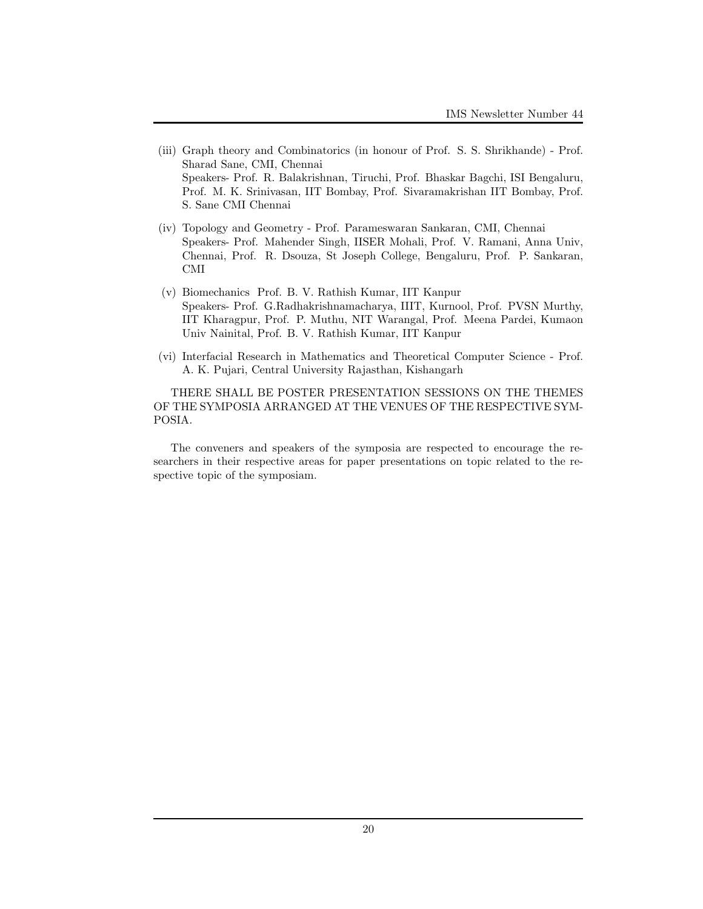(iii) Graph theory and Combinatorics (in honour of Prof. S. S. Shrikhande) - Prof. Sharad Sane, CMI, Chennai
Speakers- Prof. R. Balakrishnan, Tiruchi, Prof. Bhaskar Bagchi, ISI Bengaluru, Prof. M. K. Srinivasan, IIT Bombay, Prof. Sivaramakrishan IIT Bombay, Prof. S. Sane CMI Chennai

(iv) Topology and Geometry - Prof. Parameswaran Sankaran, CMI, Chennai
Speakers- Prof. Mahender Singh, IISER Mohali, Prof. V. Ramani, Anna Univ, Chennai, Prof. R. Dsouza, St Joseph College, Bengaluru, Prof. P. Sankaran, CMI

(v) Biomechanics Prof. B. V. Rathish Kumar, IIT Kanpur
Speakers- Prof. G.Radhakrishnamacharya, IIIT, Kurnool, Prof. PVSN Murthy, IIT Kharagpur, Prof. P. Muthu, NIT Warangal, Prof. Meena Pardei, Kumaon Univ Nainital, Prof. B. V. Rathish Kumar, IIT Kanpur

(vi) Interfacial Research in Mathematics and Theoretical Computer Science - Prof. A. K. Pujari, Central University Rajasthan, Kishangarh

THERE SHALL BE POSTER PRESENTATION SESSIONS ON THE THEMES OF THE SYMPOSIA ARRANGED AT THE VENUES OF THE RESPECTIVE SYMPOSIA.

The conveners and speakers of the symposia are respected to encourage the researchers in their respective areas for paper presentations on topic related to the respective topic of the symposiam.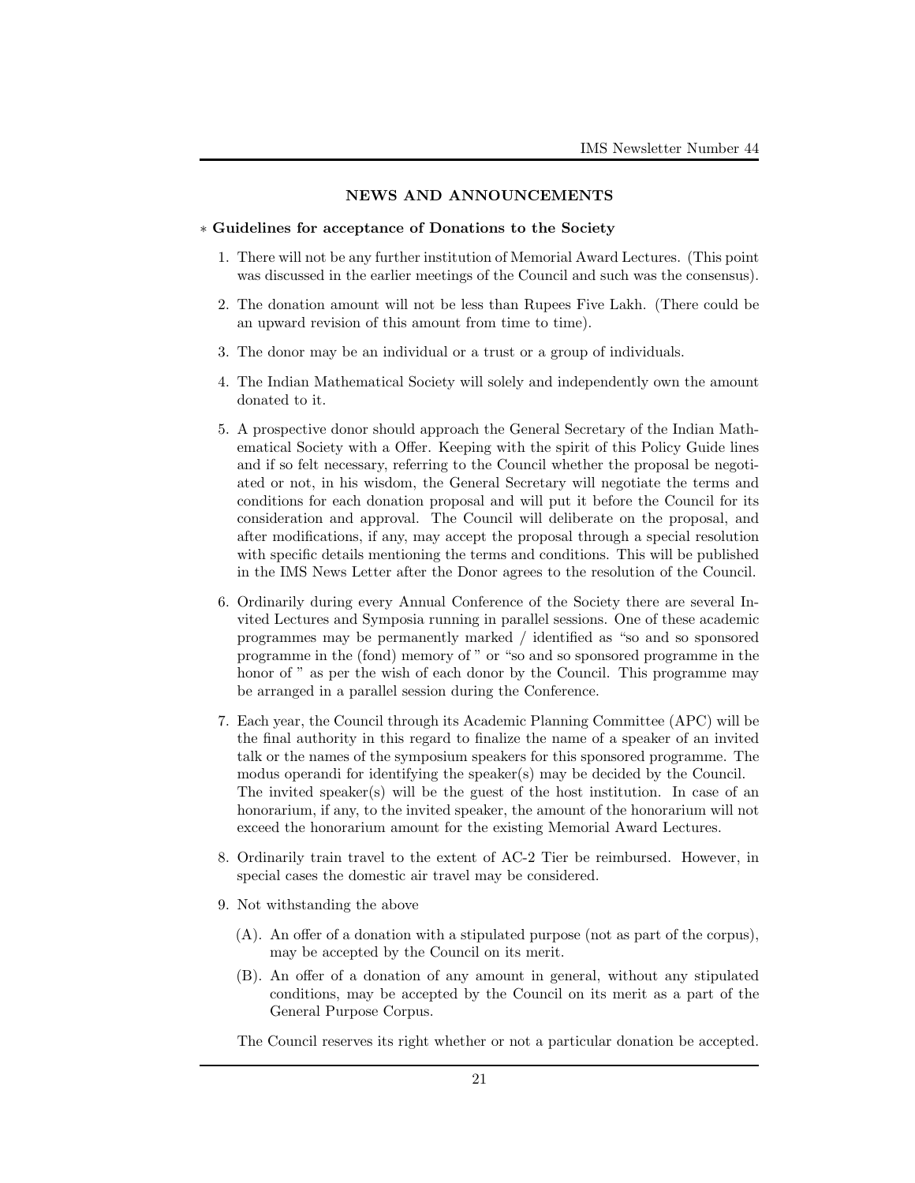## NEWS AND ANNOUNCEMENTS

∗ **Guidelines for acceptance of Donations to the Society**

1. There will not be any further institution of Memorial Award Lectures. (This point was discussed in the earlier meetings of the Council and such was the consensus).

2. The donation amount will not be less than Rupees Five Lakh. (There could be an upward revision of this amount from time to time).

3. The donor may be an individual or a trust or a group of individuals.

4. The Indian Mathematical Society will solely and independently own the amount donated to it.

5. A prospective donor should approach the General Secretary of the Indian Mathematical Society with a Offer. Keeping with the spirit of this Policy Guide lines and if so felt necessary, referring to the Council whether the proposal be negotiated or not, in his wisdom, the General Secretary will negotiate the terms and conditions for each donation proposal and will put it before the Council for its consideration and approval. The Council will deliberate on the proposal, and after modifications, if any, may accept the proposal through a special resolution with specific details mentioning the terms and conditions. This will be published in the IMS News Letter after the Donor agrees to the resolution of the Council.

6. Ordinarily during every Annual Conference of the Society there are several Invited Lectures and Symposia running in parallel sessions. One of these academic programmes may be permanently marked / identified as "so and so sponsored programme in the (fond) memory of " or "so and so sponsored programme in the honor of " as per the wish of each donor by the Council. This programme may be arranged in a parallel session during the Conference.

7. Each year, the Council through its Academic Planning Committee (APC) will be the final authority in this regard to finalize the name of a speaker of an invited talk or the names of the symposium speakers for this sponsored programme. The modus operandi for identifying the speaker(s) may be decided by the Council. The invited speaker(s) will be the guest of the host institution. In case of an honorarium, if any, to the invited speaker, the amount of the honorarium will not exceed the honorarium amount for the existing Memorial Award Lectures.

8. Ordinarily train travel to the extent of AC-2 Tier be reimbursed. However, in special cases the domestic air travel may be considered.

9. Not withstanding the above

   (A). An offer of a donation with a stipulated purpose (not as part of the corpus), may be accepted by the Council on its merit.

   (B). An offer of a donation of any amount in general, without any stipulated conditions, may be accepted by the Council on its merit as a part of the General Purpose Corpus.

   The Council reserves its right whether or not a particular donation be accepted.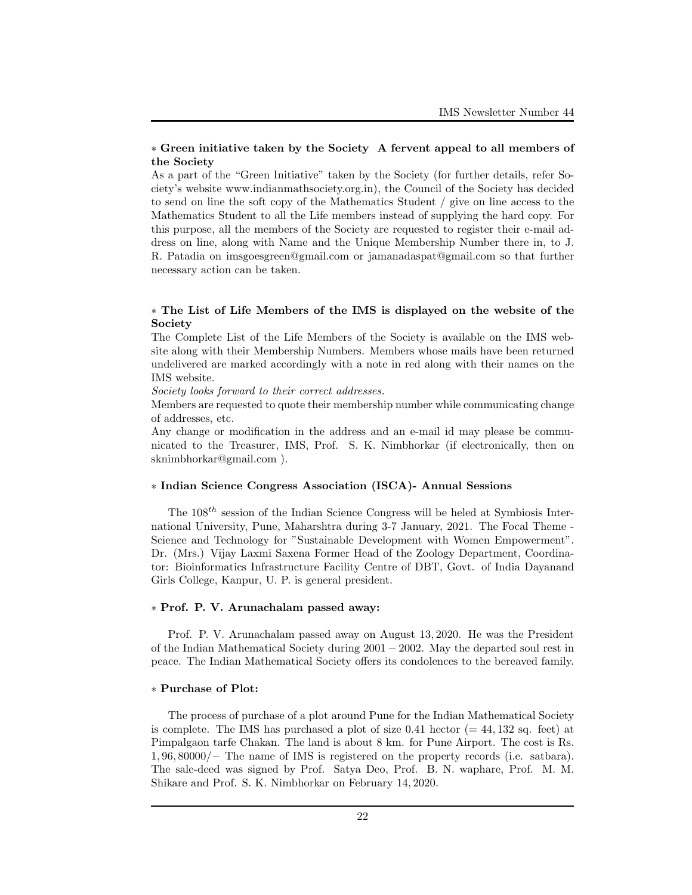∗ **Green initiative taken by the Society A fervent appeal to all members of the Society**

As a part of the "Green Initiative" taken by the Society (for further details, refer Society's website www.indianmathsociety.org.in), the Council of the Society has decided to send on line the soft copy of the Mathematics Student / give on line access to the Mathematics Student to all the Life members instead of supplying the hard copy. For this purpose, all the members of the Society are requested to register their e-mail address on line, along with Name and the Unique Membership Number there in, to J. R. Patadia on imsgoesgreen@gmail.com or jamanadaspat@gmail.com so that further necessary action can be taken.

∗ **The List of Life Members of the IMS is displayed on the website of the Society**

The Complete List of the Life Members of the Society is available on the IMS website along with their Membership Numbers. Members whose mails have been returned undelivered are marked accordingly with a note in red along with their names on the IMS website.

*Society looks forward to their correct addresses.*

Members are requested to quote their membership number while communicating change of addresses, etc.

Any change or modification in the address and an e-mail id may please be communicated to the Treasurer, IMS, Prof. S. K. Nimbhorkar (if electronically, then on sknimbhorkar@gmail.com ).

∗ **Indian Science Congress Association (ISCA)- Annual Sessions**

The $108^{th}$ session of the Indian Science Congress will be heled at Symbiosis International University, Pune, Maharshtra during 3-7 January, 2021. The Focal Theme - Science and Technology for "Sustainable Development with Women Empowerment". Dr. (Mrs.) Vijay Laxmi Saxena Former Head of the Zoology Department, Coordinator: Bioinformatics Infrastructure Facility Centre of DBT, Govt. of India Dayanand Girls College, Kanpur, U. P. is general president.

∗ **Prof. P. V. Arunachalam passed away:**

Prof. P. V. Arunachalam passed away on August 13, 2020. He was the President of the Indian Mathematical Society during $2001-2002$. May the departed soul rest in peace. The Indian Mathematical Society offers its condolences to the bereaved family.

∗ **Purchase of Plot:**

The process of purchase of a plot around Pune for the Indian Mathematical Society is complete. The IMS has purchased a plot of size 0.41 hector ($= 44,132$ sq. feet) at Pimpalgaon tarfe Chakan. The land is about 8 km. for Pune Airport. The cost is Rs. $1,96,80000/-$ The name of IMS is registered on the property records (i.e. satbara). The sale-deed was signed by Prof. Satya Deo, Prof. B. N. waphare, Prof. M. M. Shikare and Prof. S. K. Nimbhorkar on February 14, 2020.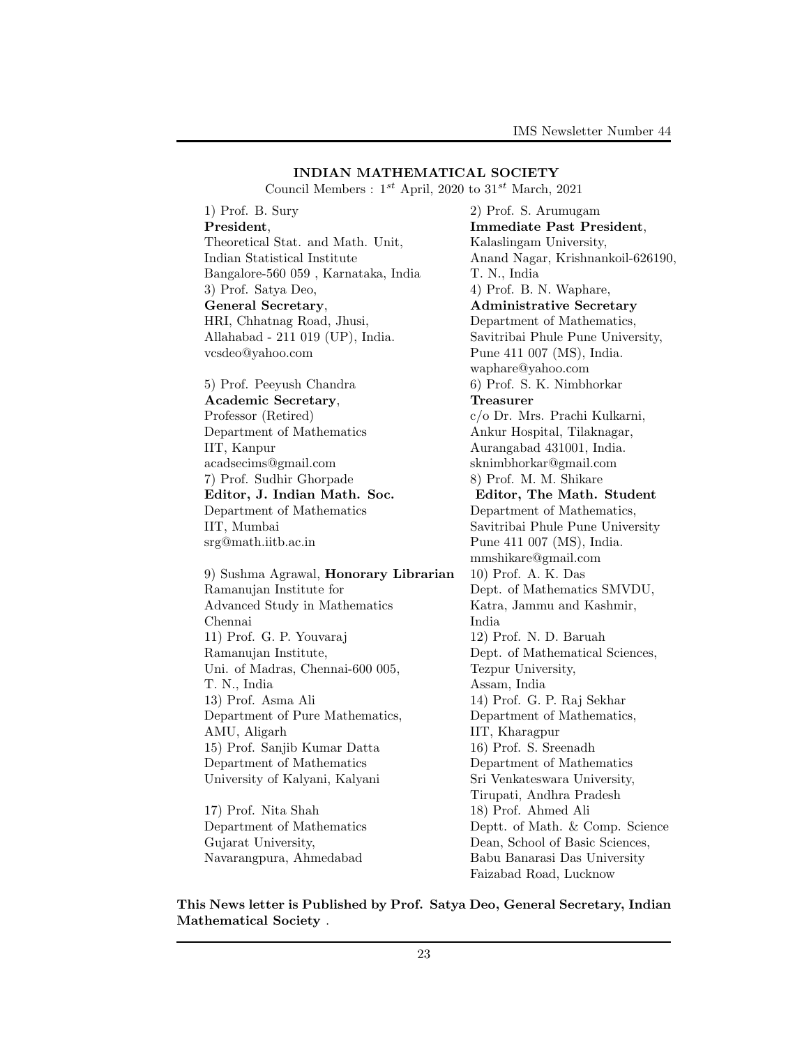## INDIAN MATHEMATICAL SOCIETY

Council Members : $1^{st}$ April, 2020 to $31^{st}$ March, 2021

1) Prof. B. Sury
**President**,
Theoretical Stat. and Math. Unit,
Indian Statistical Institute
Bangalore-560 059 , Karnataka, India

2) Prof. S. Arumugam
**Immediate Past President**,
Kalaslingam University,
Anand Nagar, Krishnankoil-626190,
T. N., India

3) Prof. Satya Deo,
**General Secretary**,
HRI, Chhatnag Road, Jhusi,
Allahabad - 211 019 (UP), India.
vcsdeo@yahoo.com

4) Prof. B. N. Waphare,
**Administrative Secretary**
Department of Mathematics,
Savitribai Phule Pune University,
Pune 411 007 (MS), India.
waphare@yahoo.com

5) Prof. Peeyush Chandra
**Academic Secretary**,
Professor (Retired)
Department of Mathematics
IIT, Kanpur
acadsecims@gmail.com

6) Prof. S. K. Nimbhorkar
**Treasurer**
c/o Dr. Mrs. Prachi Kulkarni,
Ankur Hospital, Tilaknagar,
Aurangabad 431001, India.
sknimbhorkar@gmail.com

7) Prof. Sudhir Ghorpade
**Editor, J. Indian Math. Soc.**
Department of Mathematics
IIT, Mumbai
srg@math.iitb.ac.in

8) Prof. M. M. Shikare
**Editor, The Math. Student**
Department of Mathematics,
Savitribai Phule Pune University
Pune 411 007 (MS), India.
mmshikare@gmail.com

9) Sushma Agrawal, **Honorary Librarian**
Ramanujan Institute for
Advanced Study in Mathematics
Chennai

10) Prof. A. K. Das
Dept. of Mathematics SMVDU,
Katra, Jammu and Kashmir,
India

11) Prof. G. P. Youvaraj
Ramanujan Institute,
Uni. of Madras, Chennai-600 005,
T. N., India

12) Prof. N. D. Baruah
Dept. of Mathematical Sciences,
Tezpur University,
Assam, India

13) Prof. Asma Ali
Department of Pure Mathematics,
AMU, Aligarh

14) Prof. G. P. Raj Sekhar
Department of Mathematics,
IIT, Kharagpur

15) Prof. Sanjib Kumar Datta
Department of Mathematics
University of Kalyani, Kalyani

16) Prof. S. Sreenadh
Department of Mathematics
Sri Venkateswara University,
Tirupati, Andhra Pradesh

17) Prof. Nita Shah
Department of Mathematics
Gujarat University,
Navarangpura, Ahmedabad

18) Prof. Ahmed Ali
Deptt. of Math. & Comp. Science
Dean, School of Basic Sciences,
Babu Banarasi Das University
Faizabad Road, Lucknow

**This News letter is Published by Prof. Satya Deo, General Secretary, Indian Mathematical Society** .